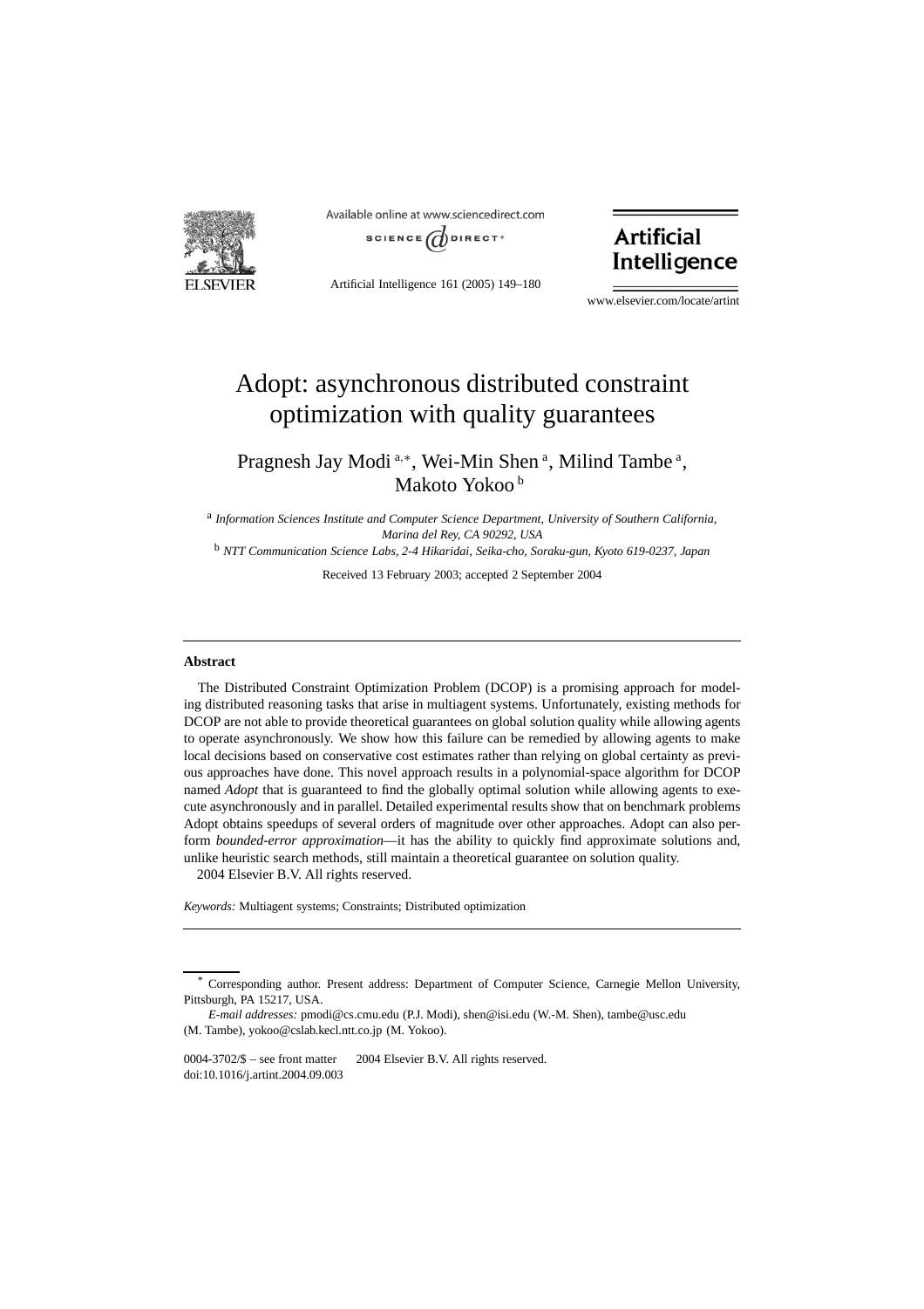# Adopt: asynchronous distributed constraint optimization with quality guarantees

Pragnesh Jay Modi [a,*], Wei-Min Shen [a], Milind Tambe [a], Makoto Yokoo [b]

[a] *Information Sciences Institute and Computer Science Department, University of Southern California, Marina del Rey, CA 90292, USA*

[b] *NTT Communication Science Labs, 2-4 Hikaridai, Seika-cho, Soraku-gun, Kyoto 619-0237, Japan*

Received 13 February 2003; accepted 2 September 2004

## Abstract

The Distributed Constraint Optimization Problem (DCOP) is a promising approach for modeling distributed reasoning tasks that arise in multiagent systems. Unfortunately, existing methods for DCOP are not able to provide theoretical guarantees on global solution quality while allowing agents to operate asynchronously. We show how this failure can be remedied by allowing agents to make local decisions based on conservative cost estimates rather than relying on global certainty as previous approaches have done. This novel approach results in a polynomial-space algorithm for DCOP named *Adopt* that is guaranteed to find the globally optimal solution while allowing agents to execute asynchronously and in parallel. Detailed experimental results show that on benchmark problems Adopt obtains speedups of several orders of magnitude over other approaches. Adopt can also perform *bounded-error approximation*—it has the ability to quickly find approximate solutions and, unlike heuristic search methods, still maintain a theoretical guarantee on solution quality.

2004 Elsevier B.V. All rights reserved.

*Keywords:* Multiagent systems; Constraints; Distributed optimization

---

\* Corresponding author. Present address: Department of Computer Science, Carnegie Mellon University, Pittsburgh, PA 15217, USA.

*E-mail addresses:* pmodi@cs.cmu.edu (P.J. Modi), shen@isi.edu (W.-M. Shen), tambe@usc.edu (M. Tambe), yokoo@cslab.kecl.ntt.co.jp (M. Yokoo).

0004-3702/$ – see front matter 2004 Elsevier B.V. All rights reserved.
doi:10.1016/j.artint.2004.09.003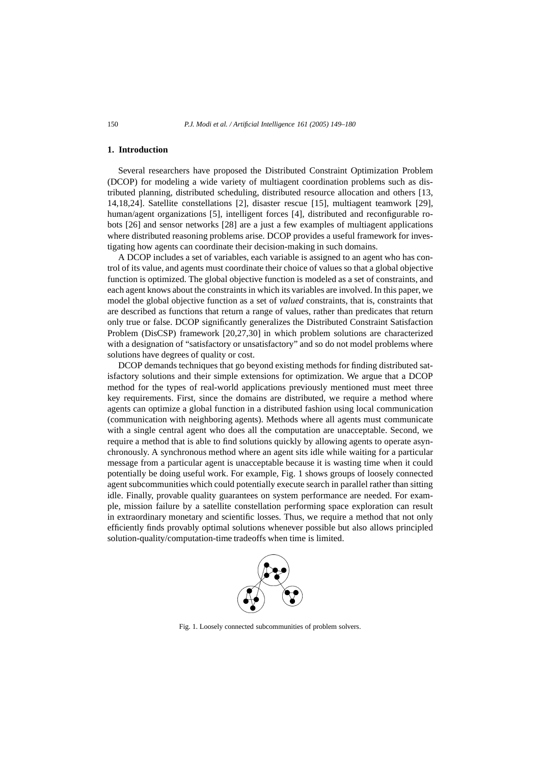## 1. Introduction

Several researchers have proposed the Distributed Constraint Optimization Problem (DCOP) for modeling a wide variety of multiagent coordination problems such as distributed planning, distributed scheduling, distributed resource allocation and others [13, 14,18,24]. Satellite constellations [2], disaster rescue [15], multiagent teamwork [29], human/agent organizations [5], intelligent forces [4], distributed and reconfigurable robots [26] and sensor networks [28] are a just a few examples of multiagent applications where distributed reasoning problems arise. DCOP provides a useful framework for investigating how agents can coordinate their decision-making in such domains.

A DCOP includes a set of variables, each variable is assigned to an agent who has control of its value, and agents must coordinate their choice of values so that a global objective function is optimized. The global objective function is modeled as a set of constraints, and each agent knows about the constraints in which its variables are involved. In this paper, we model the global objective function as a set of *valued* constraints, that is, constraints that are described as functions that return a range of values, rather than predicates that return only true or false. DCOP significantly generalizes the Distributed Constraint Satisfaction Problem (DisCSP) framework [20,27,30] in which problem solutions are characterized with a designation of "satisfactory or unsatisfactory" and so do not model problems where solutions have degrees of quality or cost.

DCOP demands techniques that go beyond existing methods for finding distributed satisfactory solutions and their simple extensions for optimization. We argue that a DCOP method for the types of real-world applications previously mentioned must meet three key requirements. First, since the domains are distributed, we require a method where agents can optimize a global function in a distributed fashion using local communication (communication with neighboring agents). Methods where all agents must communicate with a single central agent who does all the computation are unacceptable. Second, we require a method that is able to find solutions quickly by allowing agents to operate asynchronously. A synchronous method where an agent sits idle while waiting for a particular message from a particular agent is unacceptable because it is wasting time when it could potentially be doing useful work. For example, Fig. 1 shows groups of loosely connected agent subcommunities which could potentially execute search in parallel rather than sitting idle. Finally, provable quality guarantees on system performance are needed. For example, mission failure by a satellite constellation performing space exploration can result in extraordinary monetary and scientific losses. Thus, we require a method that not only efficiently finds provably optimal solutions whenever possible but also allows principled solution-quality/computation-time tradeoffs when time is limited.

Fig. 1. Loosely connected subcommunities of problem solvers.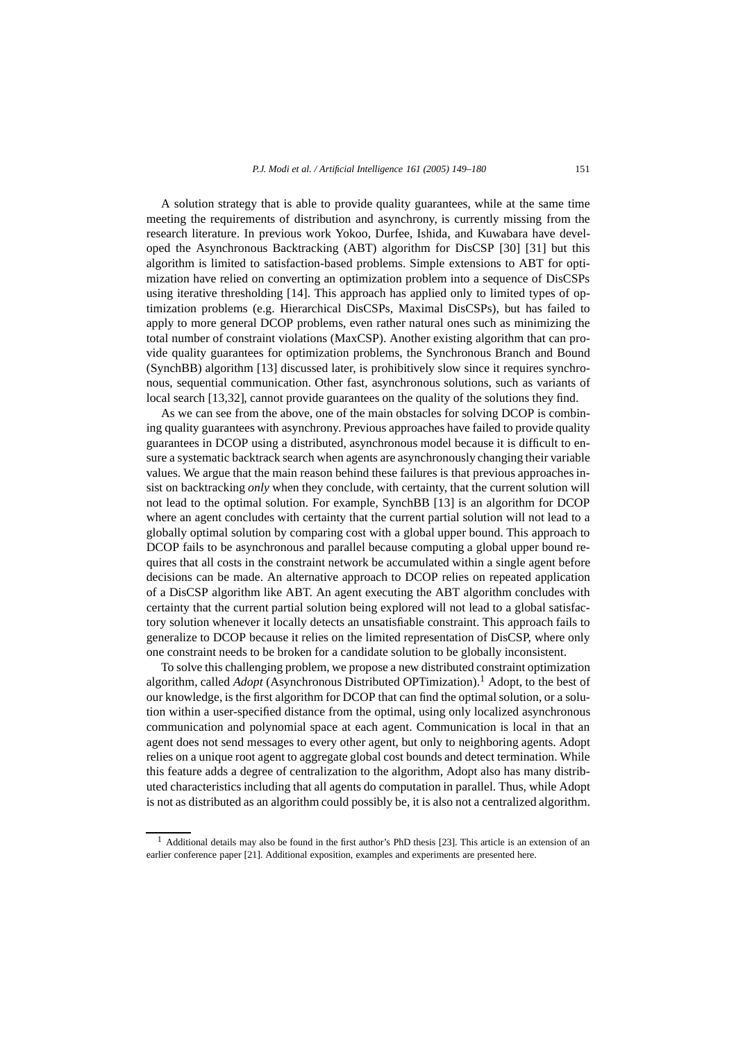A solution strategy that is able to provide quality guarantees, while at the same time meeting the requirements of distribution and asynchrony, is currently missing from the research literature. In previous work Yokoo, Durfee, Ishida, and Kuwabara have developed the Asynchronous Backtracking (ABT) algorithm for DisCSP [30] [31] but this algorithm is limited to satisfaction-based problems. Simple extensions to ABT for optimization have relied on converting an optimization problem into a sequence of DisCSPs using iterative thresholding [14]. This approach has applied only to limited types of optimization problems (e.g. Hierarchical DisCSPs, Maximal DisCSPs), but has failed to apply to more general DCOP problems, even rather natural ones such as minimizing the total number of constraint violations (MaxCSP). Another existing algorithm that can provide quality guarantees for optimization problems, the Synchronous Branch and Bound (SynchBB) algorithm [13] discussed later, is prohibitively slow since it requires synchronous, sequential communication. Other fast, asynchronous solutions, such as variants of local search [13,32], cannot provide guarantees on the quality of the solutions they find.

As we can see from the above, one of the main obstacles for solving DCOP is combining quality guarantees with asynchrony. Previous approaches have failed to provide quality guarantees in DCOP using a distributed, asynchronous model because it is difficult to ensure a systematic backtrack search when agents are asynchronously changing their variable values. We argue that the main reason behind these failures is that previous approaches insist on backtracking *only* when they conclude, with certainty, that the current solution will not lead to the optimal solution. For example, SynchBB [13] is an algorithm for DCOP where an agent concludes with certainty that the current partial solution will not lead to a globally optimal solution by comparing cost with a global upper bound. This approach to DCOP fails to be asynchronous and parallel because computing a global upper bound requires that all costs in the constraint network be accumulated within a single agent before decisions can be made. An alternative approach to DCOP relies on repeated application of a DisCSP algorithm like ABT. An agent executing the ABT algorithm concludes with certainty that the current partial solution being explored will not lead to a global satisfactory solution whenever it locally detects an unsatisfiable constraint. This approach fails to generalize to DCOP because it relies on the limited representation of DisCSP, where only one constraint needs to be broken for a candidate solution to be globally inconsistent.

To solve this challenging problem, we propose a new distributed constraint optimization algorithm, called *Adopt* (Asynchronous Distributed OPTimization).[1] Adopt, to the best of our knowledge, is the first algorithm for DCOP that can find the optimal solution, or a solution within a user-specified distance from the optimal, using only localized asynchronous communication and polynomial space at each agent. Communication is local in that an agent does not send messages to every other agent, but only to neighboring agents. Adopt relies on a unique root agent to aggregate global cost bounds and detect termination. While this feature adds a degree of centralization to the algorithm, Adopt also has many distributed characteristics including that all agents do computation in parallel. Thus, while Adopt is not as distributed as an algorithm could possibly be, it is also not a centralized algorithm.

[1] Additional details may also be found in the first author's PhD thesis [23]. This article is an extension of an earlier conference paper [21]. Additional exposition, examples and experiments are presented here.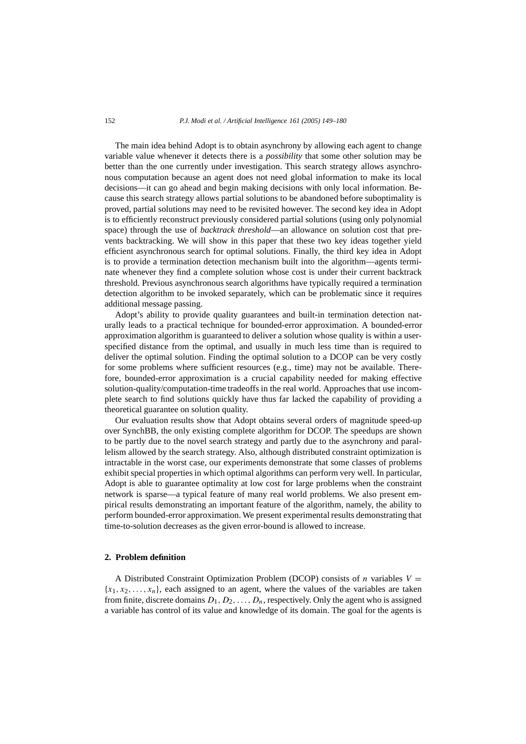The main idea behind Adopt is to obtain asynchrony by allowing each agent to change variable value whenever it detects there is a *possibility* that some other solution may be better than the one currently under investigation. This search strategy allows asynchronous computation because an agent does not need global information to make its local decisions—it can go ahead and begin making decisions with only local information. Because this search strategy allows partial solutions to be abandoned before suboptimality is proved, partial solutions may need to be revisited however. The second key idea in Adopt is to efficiently reconstruct previously considered partial solutions (using only polynomial space) through the use of *backtrack threshold*—an allowance on solution cost that prevents backtracking. We will show in this paper that these two key ideas together yield efficient asynchronous search for optimal solutions. Finally, the third key idea in Adopt is to provide a termination detection mechanism built into the algorithm—agents terminate whenever they find a complete solution whose cost is under their current backtrack threshold. Previous asynchronous search algorithms have typically required a termination detection algorithm to be invoked separately, which can be problematic since it requires additional message passing.

Adopt's ability to provide quality guarantees and built-in termination detection naturally leads to a practical technique for bounded-error approximation. A bounded-error approximation algorithm is guaranteed to deliver a solution whose quality is within a user-specified distance from the optimal, and usually in much less time than is required to deliver the optimal solution. Finding the optimal solution to a DCOP can be very costly for some problems where sufficient resources (e.g., time) may not be available. Therefore, bounded-error approximation is a crucial capability needed for making effective solution-quality/computation-time tradeoffs in the real world. Approaches that use incomplete search to find solutions quickly have thus far lacked the capability of providing a theoretical guarantee on solution quality.

Our evaluation results show that Adopt obtains several orders of magnitude speed-up over SynchBB, the only existing complete algorithm for DCOP. The speedups are shown to be partly due to the novel search strategy and partly due to the asynchrony and parallelism allowed by the search strategy. Also, although distributed constraint optimization is intractable in the worst case, our experiments demonstrate that some classes of problems exhibit special properties in which optimal algorithms can perform very well. In particular, Adopt is able to guarantee optimality at low cost for large problems when the constraint network is sparse—a typical feature of many real world problems. We also present empirical results demonstrating an important feature of the algorithm, namely, the ability to perform bounded-error approximation. We present experimental results demonstrating that time-to-solution decreases as the given error-bound is allowed to increase.

## 2. Problem definition

A Distributed Constraint Optimization Problem (DCOP) consists of $n$ variables $V = \{x_1, x_2, \ldots, x_n\}$, each assigned to an agent, where the values of the variables are taken from finite, discrete domains $D_1, D_2, \ldots, D_n$, respectively. Only the agent who is assigned a variable has control of its value and knowledge of its domain. The goal for the agents is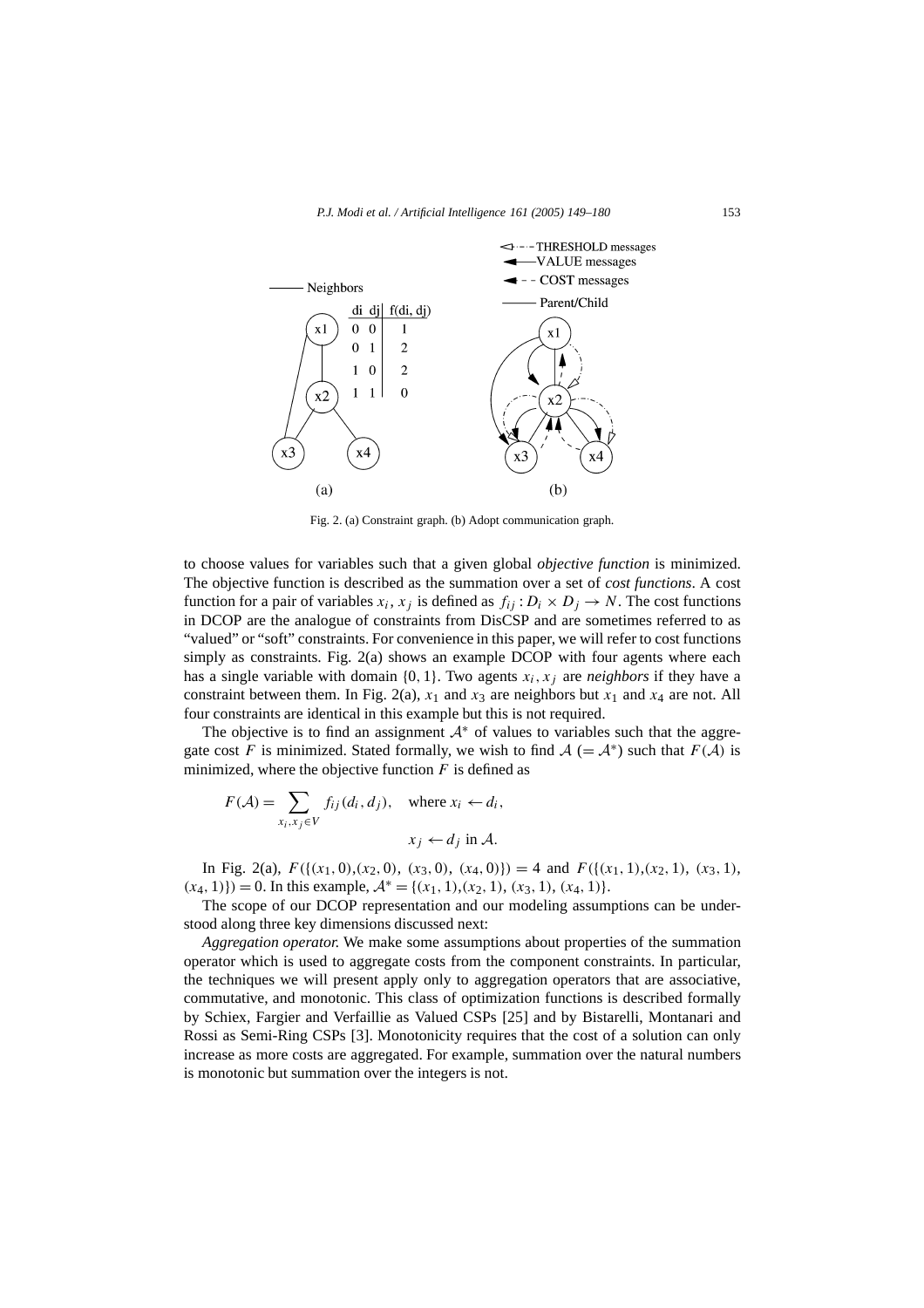Fig. 2. (a) Constraint graph. (b) Adopt communication graph.

to choose values for variables such that a given global *objective function* is minimized. The objective function is described as the summation over a set of *cost functions*. A cost function for a pair of variables $x_i, x_j$ is defined as $f_{ij} : D_i \times D_j \to N$. The cost functions in DCOP are the analogue of constraints from DisCSP and are sometimes referred to as "valued" or "soft" constraints. For convenience in this paper, we will refer to cost functions simply as constraints. Fig. 2(a) shows an example DCOP with four agents where each has a single variable with domain $\{0, 1\}$. Two agents $x_i, x_j$ are *neighbors* if they have a constraint between them. In Fig. 2(a), $x_1$ and $x_3$ are neighbors but $x_1$ and $x_4$ are not. All four constraints are identical in this example but this is not required.

The objective is to find an assignment $\mathcal{A}^*$ of values to variables such that the aggregate cost $F$ is minimized. Stated formally, we wish to find $\mathcal{A}$ $(= \mathcal{A}^*)$ such that $F(\mathcal{A})$ is minimized, where the objective function $F$ is defined as

$$F(\mathcal{A}) = \sum_{x_i, x_j \in V} f_{ij}(d_i, d_j), \quad \text{where } x_i \leftarrow d_i, \; x_j \leftarrow d_j \text{ in } \mathcal{A}.$$

In Fig. 2(a), $F(\{(x_1, 0), (x_2, 0), (x_3, 0), (x_4, 0)\}) = 4$ and $F(\{(x_1, 1), (x_2, 1), (x_3, 1), (x_4, 1)\}) = 0$. In this example, $\mathcal{A}^* = \{(x_1, 1), (x_2, 1), (x_3, 1), (x_4, 1)\}$.

The scope of our DCOP representation and our modeling assumptions can be understood along three key dimensions discussed next:

*Aggregation operator.* We make some assumptions about properties of the summation operator which is used to aggregate costs from the component constraints. In particular, the techniques we will present apply only to aggregation operators that are associative, commutative, and monotonic. This class of optimization functions is described formally by Schiex, Fargier and Verfaillie as Valued CSPs [25] and by Bistarelli, Montanari and Rossi as Semi-Ring CSPs [3]. Monotonicity requires that the cost of a solution can only increase as more costs are aggregated. For example, summation over the natural numbers is monotonic but summation over the integers is not.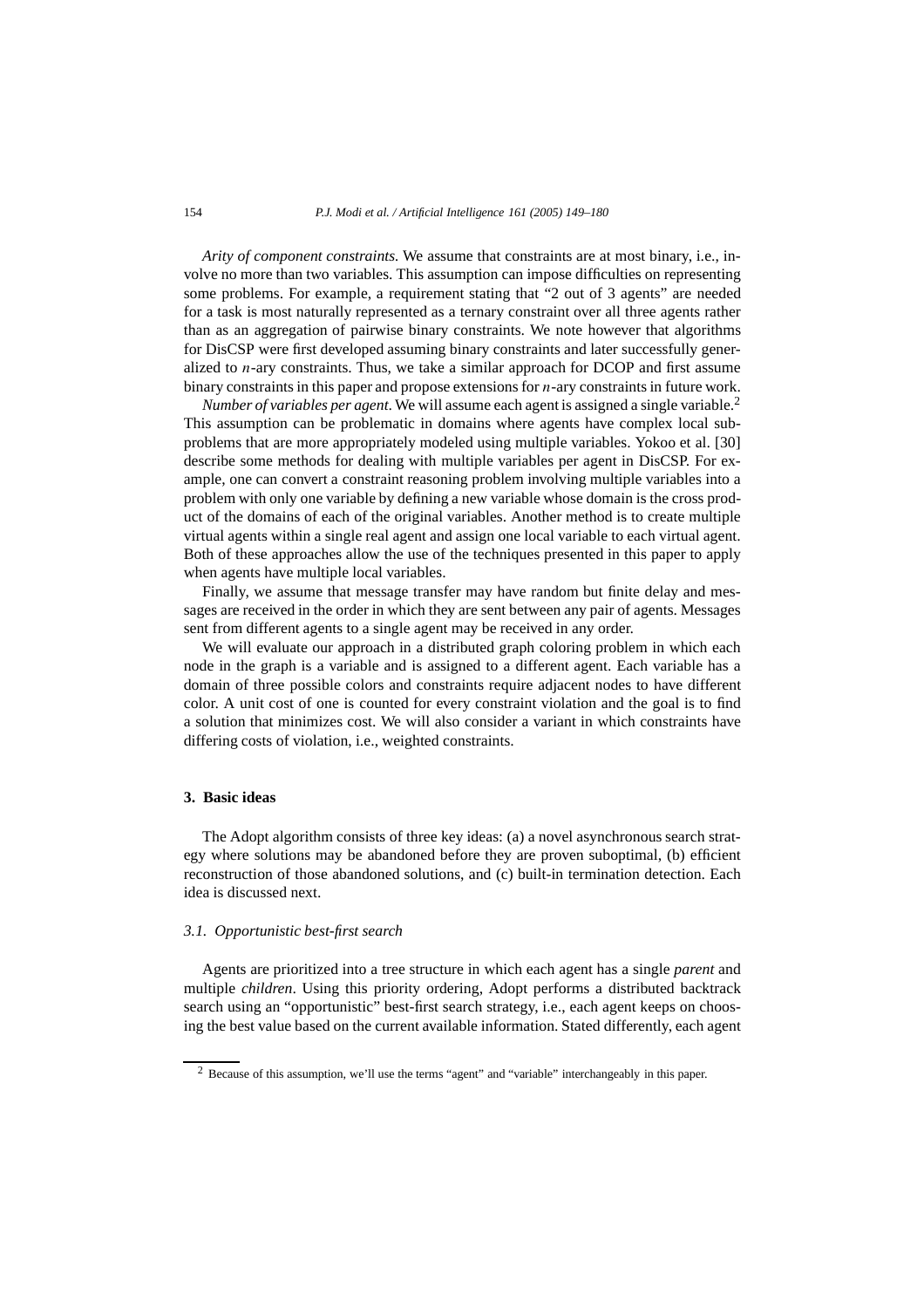*Arity of component constraints.* We assume that constraints are at most binary, i.e., involve no more than two variables. This assumption can impose difficulties on representing some problems. For example, a requirement stating that "2 out of 3 agents" are needed for a task is most naturally represented as a ternary constraint over all three agents rather than as an aggregation of pairwise binary constraints. We note however that algorithms for DisCSP were first developed assuming binary constraints and later successfully generalized to $n$-ary constraints. Thus, we take a similar approach for DCOP and first assume binary constraints in this paper and propose extensions for $n$-ary constraints in future work.

*Number of variables per agent.* We will assume each agent is assigned a single variable.[2] This assumption can be problematic in domains where agents have complex local subproblems that are more appropriately modeled using multiple variables. Yokoo et al. [30] describe some methods for dealing with multiple variables per agent in DisCSP. For example, one can convert a constraint reasoning problem involving multiple variables into a problem with only one variable by defining a new variable whose domain is the cross product of the domains of each of the original variables. Another method is to create multiple virtual agents within a single real agent and assign one local variable to each virtual agent. Both of these approaches allow the use of the techniques presented in this paper to apply when agents have multiple local variables.

Finally, we assume that message transfer may have random but finite delay and messages are received in the order in which they are sent between any pair of agents. Messages sent from different agents to a single agent may be received in any order.

We will evaluate our approach in a distributed graph coloring problem in which each node in the graph is a variable and is assigned to a different agent. Each variable has a domain of three possible colors and constraints require adjacent nodes to have different color. A unit cost of one is counted for every constraint violation and the goal is to find a solution that minimizes cost. We will also consider a variant in which constraints have differing costs of violation, i.e., weighted constraints.

## 3. Basic ideas

The Adopt algorithm consists of three key ideas: (a) a novel asynchronous search strategy where solutions may be abandoned before they are proven suboptimal, (b) efficient reconstruction of those abandoned solutions, and (c) built-in termination detection. Each idea is discussed next.

### 3.1. Opportunistic best-first search

Agents are prioritized into a tree structure in which each agent has a single *parent* and multiple *children*. Using this priority ordering, Adopt performs a distributed backtrack search using an "opportunistic" best-first search strategy, i.e., each agent keeps on choosing the best value based on the current available information. Stated differently, each agent

[2] Because of this assumption, we'll use the terms "agent" and "variable" interchangeably in this paper.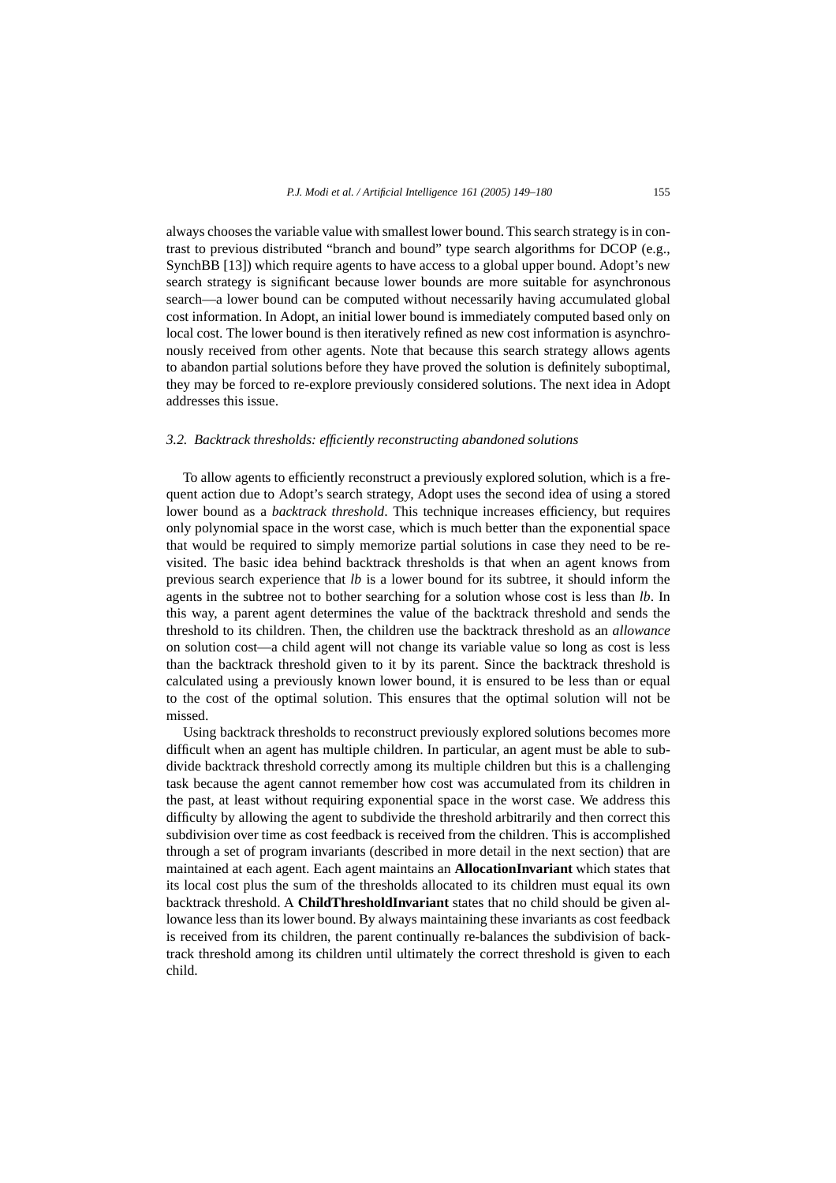always chooses the variable value with smallest lower bound. This search strategy is in contrast to previous distributed "branch and bound" type search algorithms for DCOP (e.g., SynchBB [13]) which require agents to have access to a global upper bound. Adopt's new search strategy is significant because lower bounds are more suitable for asynchronous search—a lower bound can be computed without necessarily having accumulated global cost information. In Adopt, an initial lower bound is immediately computed based only on local cost. The lower bound is then iteratively refined as new cost information is asynchronously received from other agents. Note that because this search strategy allows agents to abandon partial solutions before they have proved the solution is definitely suboptimal, they may be forced to re-explore previously considered solutions. The next idea in Adopt addresses this issue.

### *3.2. Backtrack thresholds: efficiently reconstructing abandoned solutions*

To allow agents to efficiently reconstruct a previously explored solution, which is a frequent action due to Adopt's search strategy, Adopt uses the second idea of using a stored lower bound as a *backtrack threshold*. This technique increases efficiency, but requires only polynomial space in the worst case, which is much better than the exponential space that would be required to simply memorize partial solutions in case they need to be revisited. The basic idea behind backtrack thresholds is that when an agent knows from previous search experience that *lb* is a lower bound for its subtree, it should inform the agents in the subtree not to bother searching for a solution whose cost is less than *lb*. In this way, a parent agent determines the value of the backtrack threshold and sends the threshold to its children. Then, the children use the backtrack threshold as an *allowance* on solution cost—a child agent will not change its variable value so long as cost is less than the backtrack threshold given to it by its parent. Since the backtrack threshold is calculated using a previously known lower bound, it is ensured to be less than or equal to the cost of the optimal solution. This ensures that the optimal solution will not be missed.

Using backtrack thresholds to reconstruct previously explored solutions becomes more difficult when an agent has multiple children. In particular, an agent must be able to subdivide backtrack threshold correctly among its multiple children but this is a challenging task because the agent cannot remember how cost was accumulated from its children in the past, at least without requiring exponential space in the worst case. We address this difficulty by allowing the agent to subdivide the threshold arbitrarily and then correct this subdivision over time as cost feedback is received from the children. This is accomplished through a set of program invariants (described in more detail in the next section) that are maintained at each agent. Each agent maintains an **AllocationInvariant** which states that its local cost plus the sum of the thresholds allocated to its children must equal its own backtrack threshold. A **ChildThresholdInvariant** states that no child should be given allowance less than its lower bound. By always maintaining these invariants as cost feedback is received from its children, the parent continually re-balances the subdivision of backtrack threshold among its children until ultimately the correct threshold is given to each child.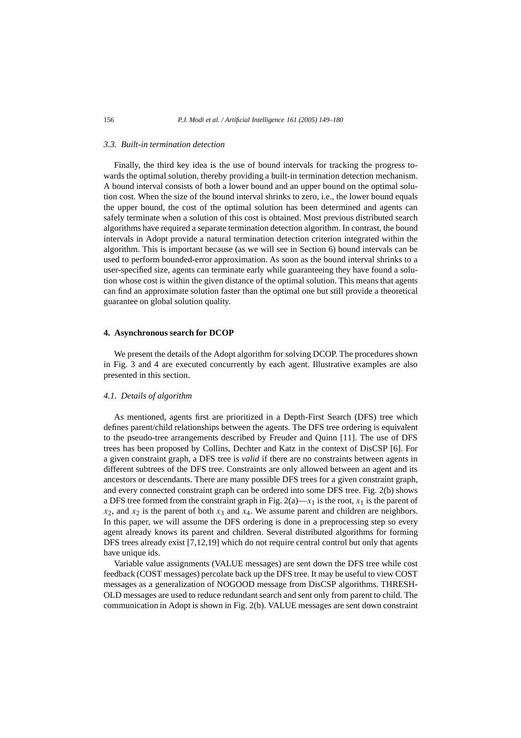### 3.3. Built-in termination detection

Finally, the third key idea is the use of bound intervals for tracking the progress towards the optimal solution, thereby providing a built-in termination detection mechanism. A bound interval consists of both a lower bound and an upper bound on the optimal solution cost. When the size of the bound interval shrinks to zero, i.e., the lower bound equals the upper bound, the cost of the optimal solution has been determined and agents can safely terminate when a solution of this cost is obtained. Most previous distributed search algorithms have required a separate termination detection algorithm. In contrast, the bound intervals in Adopt provide a natural termination detection criterion integrated within the algorithm. This is important because (as we will see in Section 6) bound intervals can be used to perform bounded-error approximation. As soon as the bound interval shrinks to a user-specified size, agents can terminate early while guaranteeing they have found a solution whose cost is within the given distance of the optimal solution. This means that agents can find an approximate solution faster than the optimal one but still provide a theoretical guarantee on global solution quality.

## 4. Asynchronous search for DCOP

We present the details of the Adopt algorithm for solving DCOP. The procedures shown in Fig. 3 and 4 are executed concurrently by each agent. Illustrative examples are also presented in this section.

### 4.1. Details of algorithm

As mentioned, agents first are prioritized in a Depth-First Search (DFS) tree which defines parent/child relationships between the agents. The DFS tree ordering is equivalent to the pseudo-tree arrangements described by Freuder and Quinn [11]. The use of DFS trees has been proposed by Collins, Dechter and Katz in the context of DisCSP [6]. For a given constraint graph, a DFS tree is *valid* if there are no constraints between agents in different subtrees of the DFS tree. Constraints are only allowed between an agent and its ancestors or descendants. There are many possible DFS trees for a given constraint graph, and every connected constraint graph can be ordered into some DFS tree. Fig. 2(b) shows a DFS tree formed from the constraint graph in Fig. 2(a)—$x_1$ is the root, $x_1$ is the parent of $x_2$, and $x_2$ is the parent of both $x_3$ and $x_4$. We assume parent and children are neighbors. In this paper, we will assume the DFS ordering is done in a preprocessing step so every agent already knows its parent and children. Several distributed algorithms for forming DFS trees already exist [7,12,19] which do not require central control but only that agents have unique ids.

Variable value assignments (VALUE messages) are sent down the DFS tree while cost feedback (COST messages) percolate back up the DFS tree. It may be useful to view COST messages as a generalization of NOGOOD message from DisCSP algorithms. THRESHOLD messages are used to reduce redundant search and sent only from parent to child. The communication in Adopt is shown in Fig. 2(b). VALUE messages are sent down constraint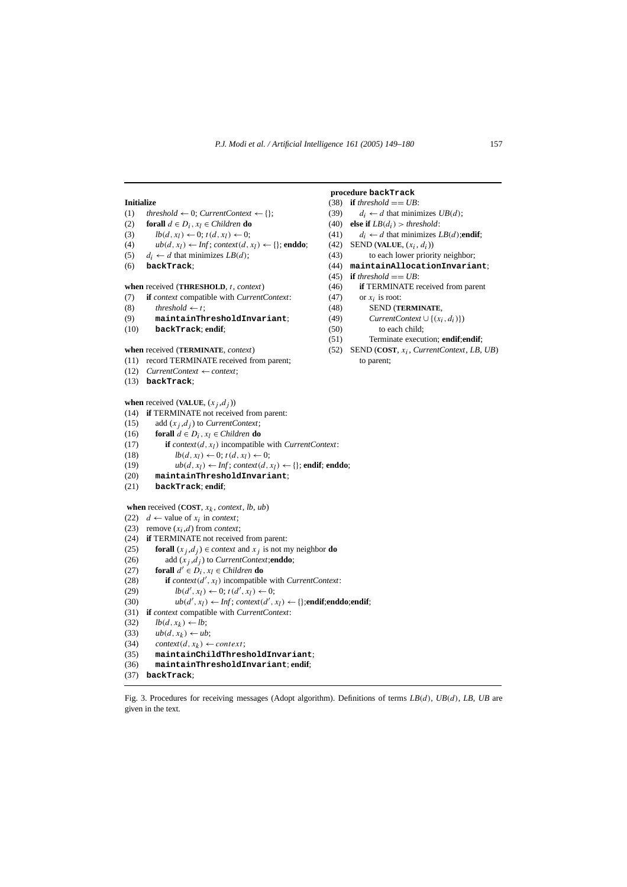**Initialize**

(1) $threshold \leftarrow 0$; $CurrentContext \leftarrow \{\}$;
(2) **forall** $d \in D_i$, $x_l \in Children$ **do**
(3) $\quad lb(d, x_l) \leftarrow 0$; $t(d, x_l) \leftarrow 0$;
(4) $\quad ub(d, x_l) \leftarrow Inf$; $context(d, x_l) \leftarrow \{\}$; **enddo**;
(5) $d_i \leftarrow d$ that minimizes $LB(d)$;
(6) **backTrack**;

**when** received (**THRESHOLD**, $t$, $context$)

(7) **if** $context$ compatible with $CurrentContext$:
(8) $\quad threshold \leftarrow t$;
(9) $\quad$ **maintainThresholdInvariant**;
(10) $\quad$ **backTrack**; **endif**;

**when** received (**TERMINATE**, $context$)

(11) record TERMINATE received from parent;
(12) $CurrentContext \leftarrow context$;
(13) **backTrack**;

**when** received (**VALUE**, $(x_j, d_j)$)

(14) **if** TERMINATE not received from parent:
(15) $\quad$ add $(x_j, d_j)$ to $CurrentContext$;
(16) $\quad$ **forall** $d \in D_i$, $x_l \in Children$ **do**
(17) $\quad\quad$ **if** $context(d, x_l)$ incompatible with $CurrentContext$:
(18) $\quad\quad\quad lb(d, x_l) \leftarrow 0$; $t(d, x_l) \leftarrow 0$;
(19) $\quad\quad\quad ub(d, x_l) \leftarrow Inf$; $context(d, x_l) \leftarrow \{\}$; **endif**; **enddo**;
(20) $\quad$ **maintainThresholdInvariant**;
(21) $\quad$ **backTrack**; **endif**;

**when** received (**COST**, $x_k$, $context$, $lb$, $ub$)

(22) $d \leftarrow$ value of $x_i$ in $context$;
(23) remove $(x_i, d)$ from $context$;
(24) **if** TERMINATE not received from parent:
(25) $\quad$ **forall** $(x_j, d_j) \in context$ and $x_j$ is not my neighbor **do**
(26) $\quad\quad$ add $(x_j, d_j)$ to $CurrentContext$;**enddo**;
(27) $\quad$ **forall** $d' \in D_i$, $x_l \in Children$ **do**
(28) $\quad\quad$ **if** $context(d', x_l)$ incompatible with $CurrentContext$:
(29) $\quad\quad\quad lb(d', x_l) \leftarrow 0$; $t(d', x_l) \leftarrow 0$;
(30) $\quad\quad\quad ub(d', x_l) \leftarrow Inf$; $context(d', x_l) \leftarrow \{\}$;**endif**;**enddo**;**endif**;
(31) **if** $context$ compatible with $CurrentContext$:
(32) $\quad lb(d, x_k) \leftarrow lb$;
(33) $\quad ub(d, x_k) \leftarrow ub$;
(34) $\quad context(d, x_k) \leftarrow context$;
(35) $\quad$ **maintainChildThresholdInvariant**;
(36) $\quad$ **maintainThresholdInvariant**; **endif**;
(37) **backTrack**;

**procedure backTrack**

(38) **if** $threshold == UB$:
(39) $\quad d_i \leftarrow d$ that minimizes $UB(d)$;
(40) **else if** $LB(d_i) > threshold$:
(41) $\quad d_i \leftarrow d$ that minimizes $LB(d)$;**endif**;
(42) SEND (**VALUE**, $(x_i, d_i)$)
(43) $\quad$ to each lower priority neighbor;
(44) **maintainAllocationInvariant**;
(45) **if** $threshold == UB$:
(46) $\quad$ **if** TERMINATE received from parent
(47) $\quad$ or $x_i$ is root:
(48) $\quad\quad$ SEND (**TERMINATE**,
(49) $\quad\quad$ $CurrentContext \cup \{(x_i, d_i)\}$)
(50) $\quad\quad\quad$ to each child;
(51) $\quad\quad$ Terminate execution; **endif**;**endif**;
(52) SEND (**COST**, $x_i$, $CurrentContext$, $LB$, $UB$)
$\quad$ to parent;

Fig. 3. Procedures for receiving messages (Adopt algorithm). Definitions of terms $LB(d)$, $UB(d)$, $LB$, $UB$ are given in the text.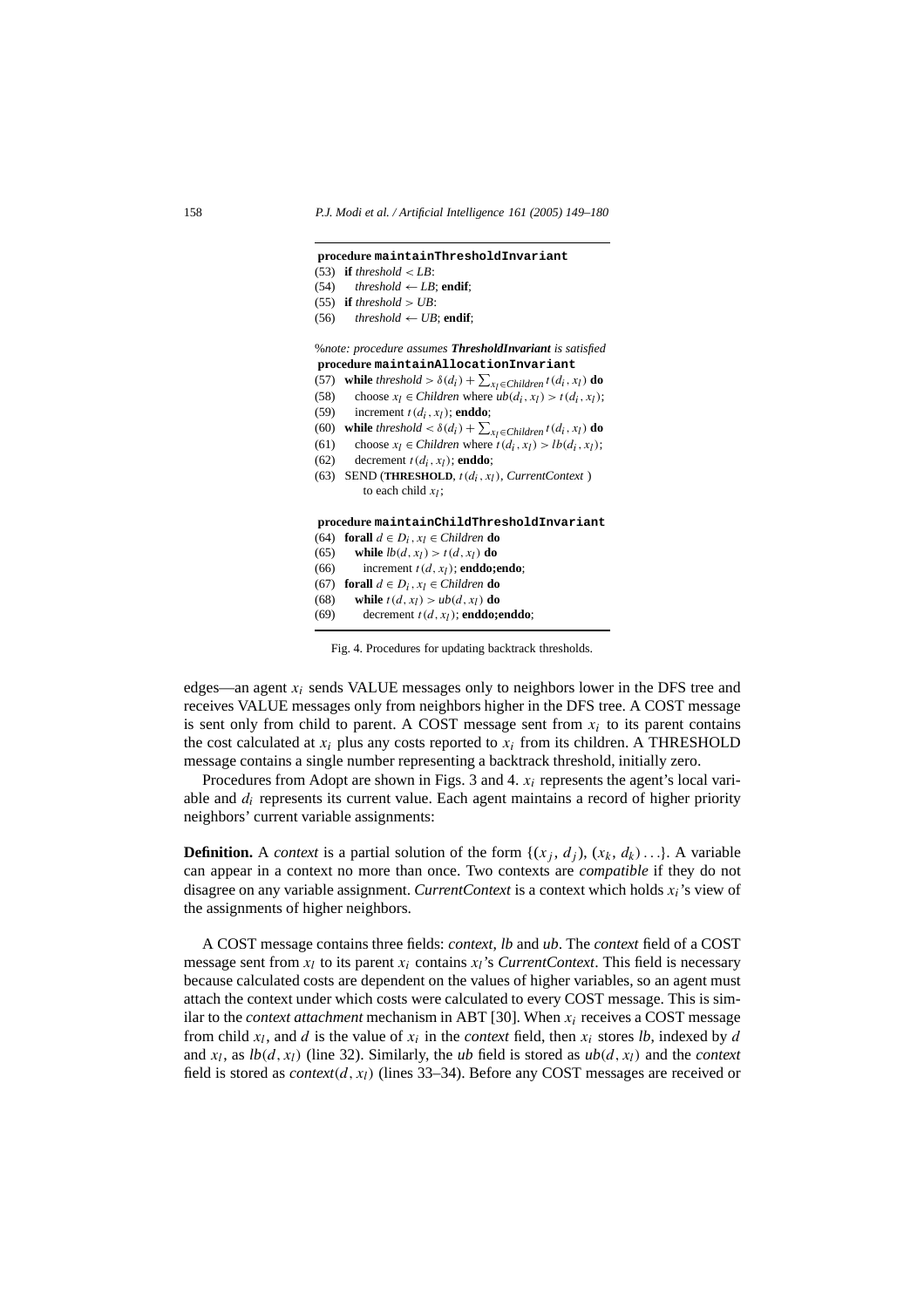```
procedure maintainThresholdInvariant
(53)  if threshold < LB:
(54)     threshold ← LB; endif;
(55)  if threshold > UB:
(56)     threshold ← UB; endif;

%note: procedure assumes ThresholdInvariant is satisfied
procedure maintainAllocationInvariant
(57)  while threshold > δ(d_i) + Σ_{x_l ∈ Children} t(d_i, x_l) do
(58)     choose x_l ∈ Children where ub(d_i, x_l) > t(d_i, x_l);
(59)     increment t(d_i, x_l); enddo;
(60)  while threshold < δ(d_i) + Σ_{x_l ∈ Children} t(d_i, x_l) do
(61)     choose x_l ∈ Children where t(d_i, x_l) > lb(d_i, x_l);
(62)     decrement t(d_i, x_l); enddo;
(63)  SEND (THRESHOLD, t(d_i, x_l), CurrentContext )
         to each child x_l;

procedure maintainChildThresholdInvariant
(64)  forall d ∈ D_i, x_l ∈ Children do
(65)     while lb(d, x_l) > t(d, x_l) do
(66)        increment t(d, x_l); enddo;endo;
(67)  forall d ∈ D_i, x_l ∈ Children do
(68)     while t(d, x_l) > ub(d, x_l) do
(69)        decrement t(d, x_l); enddo;enddo;
```

Fig. 4. Procedures for updating backtrack thresholds.

edges—an agent $x_i$ sends VALUE messages only to neighbors lower in the DFS tree and receives VALUE messages only from neighbors higher in the DFS tree. A COST message is sent only from child to parent. A COST message sent from $x_i$ to its parent contains the cost calculated at $x_i$ plus any costs reported to $x_i$ from its children. A THRESHOLD message contains a single number representing a backtrack threshold, initially zero.

Procedures from Adopt are shown in Figs. 3 and 4. $x_i$ represents the agent's local variable and $d_i$ represents its current value. Each agent maintains a record of higher priority neighbors' current variable assignments:

**Definition.** A *context* is a partial solution of the form $\{(x_j, d_j), (x_k, d_k) \ldots\}$. A variable can appear in a context no more than once. Two contexts are *compatible* if they do not disagree on any variable assignment. *CurrentContext* is a context which holds $x_i$'s view of the assignments of higher neighbors.

A COST message contains three fields: *context*, *lb* and *ub*. The *context* field of a COST message sent from $x_l$ to its parent $x_i$ contains $x_l$'s *CurrentContext*. This field is necessary because calculated costs are dependent on the values of higher variables, so an agent must attach the context under which costs were calculated to every COST message. This is similar to the *context attachment* mechanism in ABT [30]. When $x_i$ receives a COST message from child $x_l$, and $d$ is the value of $x_i$ in the *context* field, then $x_i$ stores *lb*, indexed by $d$ and $x_l$, as $lb(d, x_l)$ (line 32). Similarly, the *ub* field is stored as $ub(d, x_l)$ and the *context* field is stored as $context(d, x_l)$ (lines 33–34). Before any COST messages are received or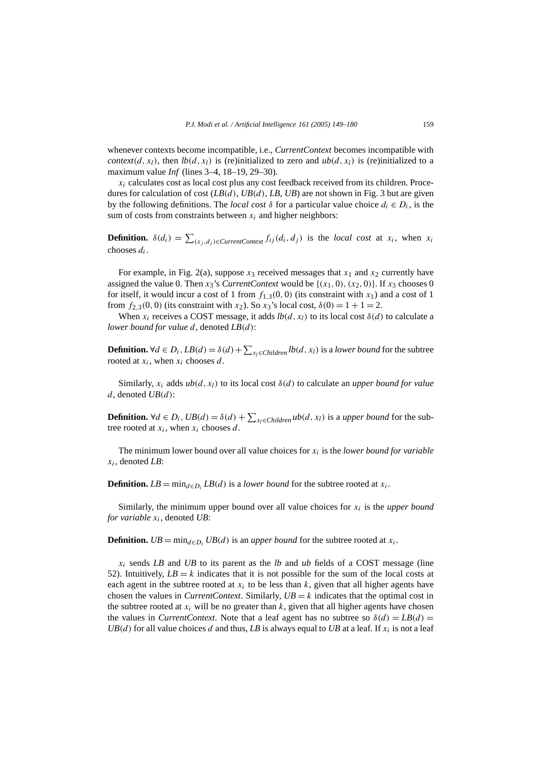whenever contexts become incompatible, i.e., *CurrentContext* becomes incompatible with $context(d, x_l)$, then $lb(d, x_l)$ is (re)initialized to zero and $ub(d, x_l)$ is (re)initialized to a maximum value *Inf* (lines 3–4, 18–19, 29–30).

$x_i$ calculates cost as local cost plus any cost feedback received from its children. Procedures for calculation of cost ($LB(d)$, $UB(d)$, $LB$, $UB$) are not shown in Fig. 3 but are given by the following definitions. The *local cost* $\delta$ for a particular value choice $d_i \in D_i$, is the sum of costs from constraints between $x_i$ and higher neighbors:

**Definition.** $\delta(d_i) = \sum_{(x_j, d_j) \in CurrentContext} f_{ij}(d_i, d_j)$ is the *local cost* at $x_i$, when $x_i$ chooses $d_i$.

For example, in Fig. 2(a), suppose $x_3$ received messages that $x_1$ and $x_2$ currently have assigned the value 0. Then $x_3$'s *CurrentContext* would be $\{(x_1, 0), (x_2, 0)\}$. If $x_3$ chooses 0 for itself, it would incur a cost of 1 from $f_{1,3}(0, 0)$ (its constraint with $x_1$) and a cost of 1 from $f_{2,3}(0, 0)$ (its constraint with $x_2$). So $x_3$'s local cost, $\delta(0) = 1 + 1 = 2$.

When $x_i$ receives a COST message, it adds $lb(d, x_l)$ to its local cost $\delta(d)$ to calculate a *lower bound for value* $d$, denoted $LB(d)$:

**Definition.** $\forall d \in D_i$, $LB(d) = \delta(d) + \sum_{x_l \in Children} lb(d, x_l)$ is a *lower bound* for the subtree rooted at $x_i$, when $x_i$ chooses $d$.

Similarly, $x_i$ adds $ub(d, x_l)$ to its local cost $\delta(d)$ to calculate an *upper bound for value* $d$, denoted $UB(d)$:

**Definition.** $\forall d \in D_i$, $UB(d) = \delta(d) + \sum_{x_l \in Children} ub(d, x_l)$ is a *upper bound* for the subtree rooted at $x_i$, when $x_i$ chooses $d$.

The minimum lower bound over all value choices for $x_i$ is the *lower bound for variable* $x_i$, denoted *LB*:

**Definition.** $LB = \min_{d \in D_i} LB(d)$ is a *lower bound* for the subtree rooted at $x_i$.

Similarly, the minimum upper bound over all value choices for $x_i$ is the *upper bound for variable* $x_i$, denoted *UB*:

**Definition.** $UB = \min_{d \in D_i} UB(d)$ is an *upper bound* for the subtree rooted at $x_i$.

$x_i$ sends *LB* and *UB* to its parent as the *lb* and *ub* fields of a COST message (line 52). Intuitively, $LB = k$ indicates that it is not possible for the sum of the local costs at each agent in the subtree rooted at $x_i$ to be less than $k$, given that all higher agents have chosen the values in *CurrentContext*. Similarly, $UB = k$ indicates that the optimal cost in the subtree rooted at $x_i$ will be no greater than $k$, given that all higher agents have chosen the values in *CurrentContext*. Note that a leaf agent has no subtree so $\delta(d) = LB(d) = UB(d)$ for all value choices $d$ and thus, *LB* is always equal to *UB* at a leaf. If $x_i$ is not a leaf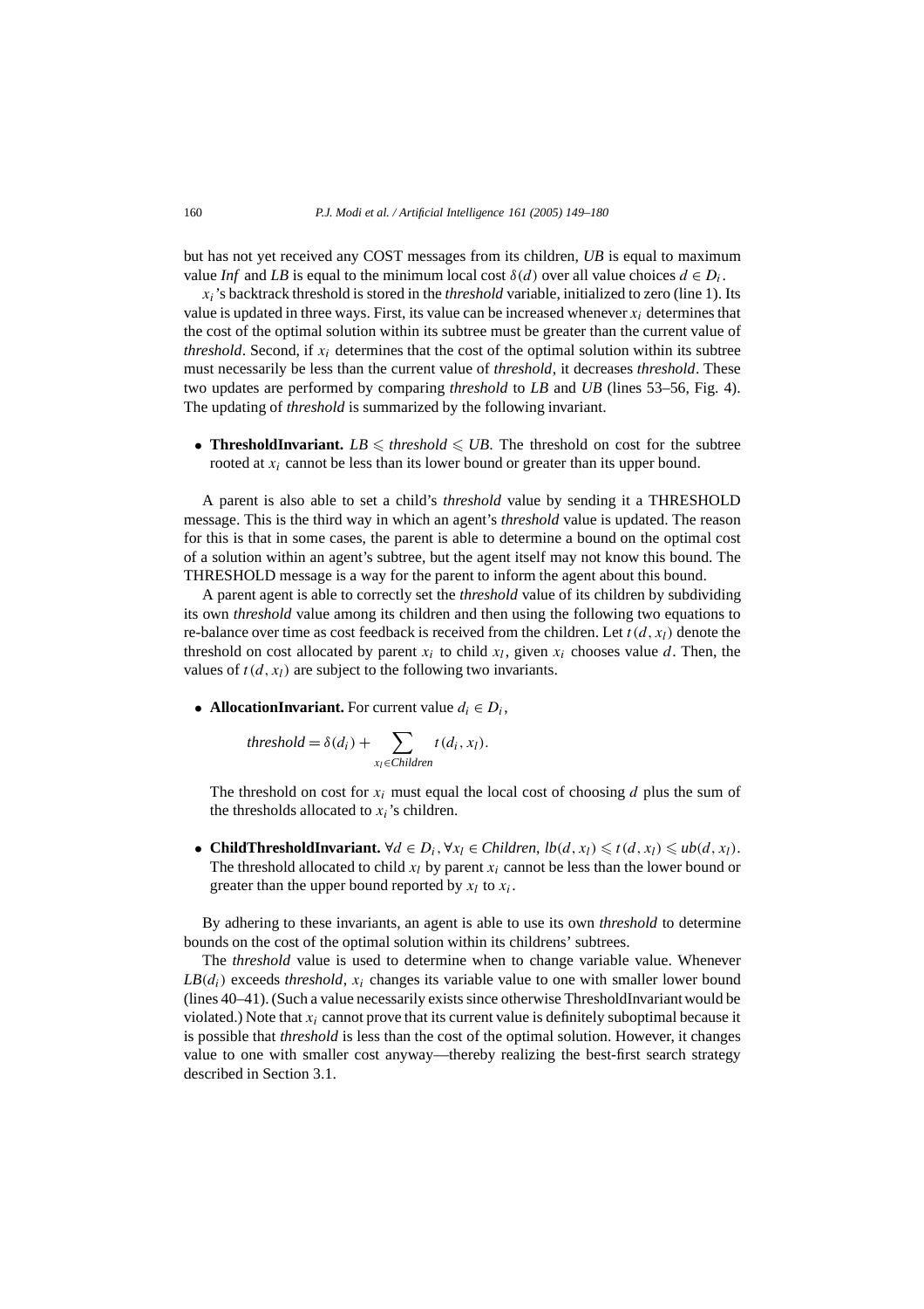but has not yet received any COST messages from its children, *UB* is equal to maximum value *Inf* and *LB* is equal to the minimum local cost $\delta(d)$ over all value choices $d \in D_i$.

$x_i$'s backtrack threshold is stored in the *threshold* variable, initialized to zero (line 1). Its value is updated in three ways. First, its value can be increased whenever $x_i$ determines that the cost of the optimal solution within its subtree must be greater than the current value of *threshold*. Second, if $x_i$ determines that the cost of the optimal solution within its subtree must necessarily be less than the current value of *threshold*, it decreases *threshold*. These two updates are performed by comparing *threshold* to *LB* and *UB* (lines 53–56, Fig. 4). The updating of *threshold* is summarized by the following invariant.

- **ThresholdInvariant.** $LB \leqslant threshold \leqslant UB$. The threshold on cost for the subtree rooted at $x_i$ cannot be less than its lower bound or greater than its upper bound.

A parent is also able to set a child's *threshold* value by sending it a THRESHOLD message. This is the third way in which an agent's *threshold* value is updated. The reason for this is that in some cases, the parent is able to determine a bound on the optimal cost of a solution within an agent's subtree, but the agent itself may not know this bound. The THRESHOLD message is a way for the parent to inform the agent about this bound.

A parent agent is able to correctly set the *threshold* value of its children by subdividing its own *threshold* value among its children and then using the following two equations to re-balance over time as cost feedback is received from the children. Let $t(d, x_l)$ denote the threshold on cost allocated by parent $x_i$ to child $x_l$, given $x_i$ chooses value $d$. Then, the values of $t(d, x_l)$ are subject to the following two invariants.

- **AllocationInvariant.** For current value $d_i \in D_i$,

$$threshold = \delta(d_i) + \sum_{x_l \in Children} t(d_i, x_l).$$

  The threshold on cost for $x_i$ must equal the local cost of choosing $d$ plus the sum of the thresholds allocated to $x_i$'s children.

- **ChildThresholdInvariant.** $\forall d \in D_i, \forall x_l \in Children, lb(d, x_l) \leqslant t(d, x_l) \leqslant ub(d, x_l)$. The threshold allocated to child $x_l$ by parent $x_i$ cannot be less than the lower bound or greater than the upper bound reported by $x_l$ to $x_i$.

By adhering to these invariants, an agent is able to use its own *threshold* to determine bounds on the cost of the optimal solution within its childrens' subtrees.

The *threshold* value is used to determine when to change variable value. Whenever $LB(d_i)$ exceeds *threshold*, $x_i$ changes its variable value to one with smaller lower bound (lines 40–41). (Such a value necessarily exists since otherwise ThresholdInvariant would be violated.) Note that $x_i$ cannot prove that its current value is definitely suboptimal because it is possible that *threshold* is less than the cost of the optimal solution. However, it changes value to one with smaller cost anyway—thereby realizing the best-first search strategy described in Section 3.1.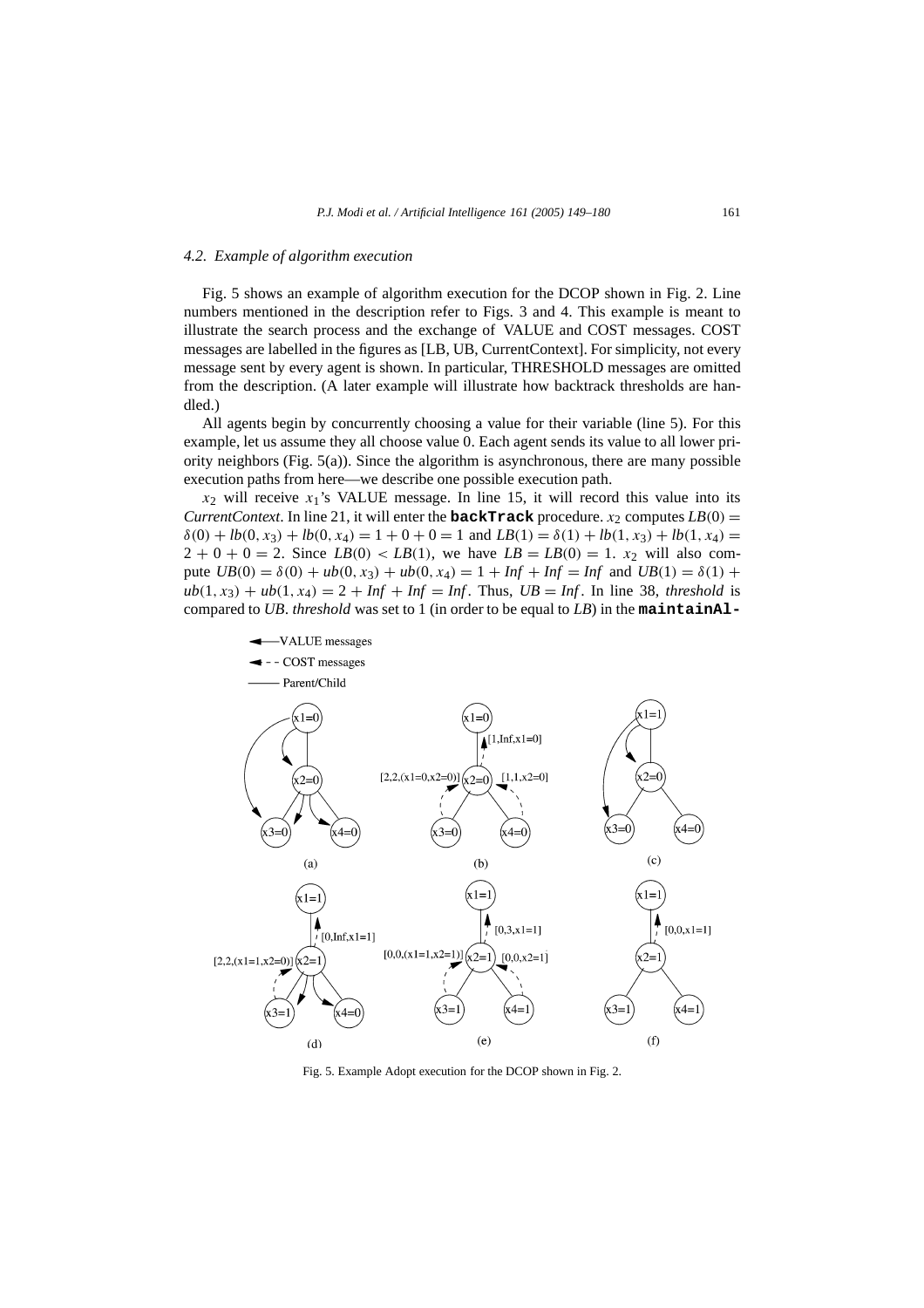### 4.2. Example of algorithm execution

Fig. 5 shows an example of algorithm execution for the DCOP shown in Fig. 2. Line numbers mentioned in the description refer to Figs. 3 and 4. This example is meant to illustrate the search process and the exchange of VALUE and COST messages. COST messages are labelled in the figures as [LB, UB, CurrentContext]. For simplicity, not every message sent by every agent is shown. In particular, THRESHOLD messages are omitted from the description. (A later example will illustrate how backtrack thresholds are handled.)

All agents begin by concurrently choosing a value for their variable (line 5). For this example, let us assume they all choose value 0. Each agent sends its value to all lower priority neighbors (Fig. 5(a)). Since the algorithm is asynchronous, there are many possible execution paths from here—we describe one possible execution path.

$x_2$ will receive $x_1$'s VALUE message. In line 15, it will record this value into its *CurrentContext*. In line 21, it will enter the **backTrack** procedure. $x_2$ computes $LB(0) = \delta(0) + lb(0, x_3) + lb(0, x_4) = 1 + 0 + 0 = 1$ and $LB(1) = \delta(1) + lb(1, x_3) + lb(1, x_4) = 2 + 0 + 0 = 2$. Since $LB(0) < LB(1)$, we have $LB = LB(0) = 1$. $x_2$ will also compute $UB(0) = \delta(0) + ub(0, x_3) + ub(0, x_4) = 1 + Inf + Inf = Inf$ and $UB(1) = \delta(1) + ub(1, x_3) + ub(1, x_4) = 2 + Inf + Inf = Inf$. Thus, $UB = Inf$. In line 38, *threshold* is compared to *UB*. *threshold* was set to 1 (in order to be equal to *LB*) in the **maintainAl-**

Fig. 5. Example Adopt execution for the DCOP shown in Fig. 2.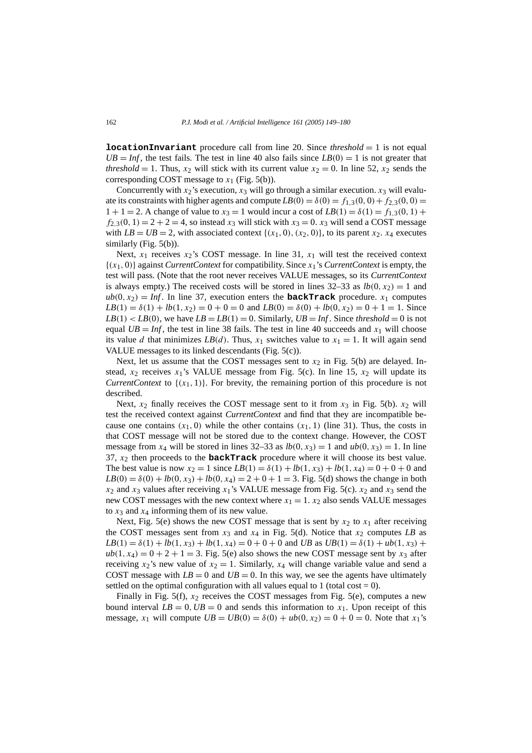**locationInvariant** procedure call from line 20. Since $threshold = 1$ is not equal $UB = Inf$, the test fails. The test in line 40 also fails since $LB(0) = 1$ is not greater that $threshold = 1$. Thus, $x_2$ will stick with its current value $x_2 = 0$. In line 52, $x_2$ sends the corresponding COST message to $x_1$ (Fig. 5(b)).

Concurrently with $x_2$'s execution, $x_3$ will go through a similar execution. $x_3$ will evaluate its constraints with higher agents and compute $LB(0) = \delta(0) = f_{1,3}(0,0) + f_{2,3}(0,0) = 1 + 1 = 2$. A change of value to $x_3 = 1$ would incur a cost of $LB(1) = \delta(1) = f_{1,3}(0,1) + f_{2,3}(0,1) = 2 + 2 = 4$, so instead $x_3$ will stick with $x_3 = 0$. $x_3$ will send a COST message with $LB = UB = 2$, with associated context $\{(x_1, 0), (x_2, 0)\}$, to its parent $x_2$. $x_4$ executes similarly (Fig. 5(b)).

Next, $x_1$ receives $x_2$'s COST message. In line 31, $x_1$ will test the received context $\{(x_1, 0)\}$ against *CurrentContext* for compatibility. Since $x_1$'s *CurrentContext* is empty, the test will pass. (Note that the root never receives VALUE messages, so its *CurrentContext* is always empty.) The received costs will be stored in lines 32–33 as $lb(0, x_2) = 1$ and $ub(0, x_2) = Inf$. In line 37, execution enters the **backTrack** procedure. $x_1$ computes $LB(1) = \delta(1) + lb(1, x_2) = 0 + 0 = 0$ and $LB(0) = \delta(0) + lb(0, x_2) = 0 + 1 = 1$. Since $LB(1) < LB(0)$, we have $LB = LB(1) = 0$. Similarly, $UB = Inf$. Since $threshold = 0$ is not equal $UB = Inf$, the test in line 38 fails. The test in line 40 succeeds and $x_1$ will choose its value $d$ that minimizes $LB(d)$. Thus, $x_1$ switches value to $x_1 = 1$. It will again send VALUE messages to its linked descendants (Fig. 5(c)).

Next, let us assume that the COST messages sent to $x_2$ in Fig. 5(b) are delayed. Instead, $x_2$ receives $x_1$'s VALUE message from Fig. 5(c). In line 15, $x_2$ will update its *CurrentContext* to $\{(x_1, 1)\}$. For brevity, the remaining portion of this procedure is not described.

Next, $x_2$ finally receives the COST message sent to it from $x_3$ in Fig. 5(b). $x_2$ will test the received context against *CurrentContext* and find that they are incompatible because one contains $(x_1, 0)$ while the other contains $(x_1, 1)$ (line 31). Thus, the costs in that COST message will not be stored due to the context change. However, the COST message from $x_4$ will be stored in lines 32–33 as $lb(0, x_3) = 1$ and $ub(0, x_3) = 1$. In line 37, $x_2$ then proceeds to the **backTrack** procedure where it will choose its best value. The best value is now $x_2 = 1$ since $LB(1) = \delta(1) + lb(1, x_3) + lb(1, x_4) = 0 + 0 + 0$ and $LB(0) = \delta(0) + lb(0, x_3) + lb(0, x_4) = 2 + 0 + 1 = 3$. Fig. 5(d) shows the change in both $x_2$ and $x_3$ values after receiving $x_1$'s VALUE message from Fig. 5(c). $x_2$ and $x_3$ send the new COST messages with the new context where $x_1 = 1$. $x_2$ also sends VALUE messages to $x_3$ and $x_4$ informing them of its new value.

Next, Fig. 5(e) shows the new COST message that is sent by $x_2$ to $x_1$ after receiving the COST messages sent from $x_3$ and $x_4$ in Fig. 5(d). Notice that $x_2$ computes $LB$ as $LB(1) = \delta(1) + lb(1, x_3) + lb(1, x_4) = 0 + 0 + 0$ and $UB$ as $UB(1) = \delta(1) + ub(1, x_3) + ub(1, x_4) = 0 + 2 + 1 = 3$. Fig. 5(e) also shows the new COST message sent by $x_3$ after receiving $x_2$'s new value of $x_2 = 1$. Similarly, $x_4$ will change variable value and send a COST message with $LB = 0$ and $UB = 0$. In this way, we see the agents have ultimately settled on the optimal configuration with all values equal to 1 (total cost = 0).

Finally in Fig. 5(f), $x_2$ receives the COST messages from Fig. 5(e), computes a new bound interval $LB = 0, UB = 0$ and sends this information to $x_1$. Upon receipt of this message, $x_1$ will compute $UB = UB(0) = \delta(0) + ub(0, x_2) = 0 + 0 = 0$. Note that $x_1$'s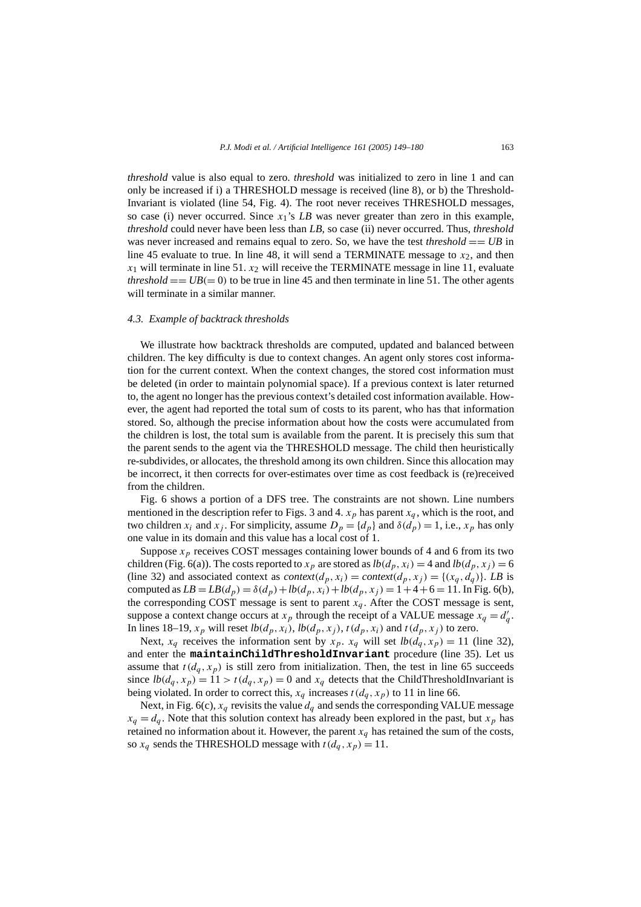*threshold* value is also equal to zero. *threshold* was initialized to zero in line 1 and can only be increased if i) a THRESHOLD message is received (line 8), or b) the Threshold-Invariant is violated (line 54, Fig. 4). The root never receives THRESHOLD messages, so case (i) never occurred. Since $x_1$'s *LB* was never greater than zero in this example, *threshold* could never have been less than *LB*, so case (ii) never occurred. Thus, *threshold* was never increased and remains equal to zero. So, we have the test $\mathit{threshold} == \mathit{UB}$ in line 45 evaluate to true. In line 48, it will send a TERMINATE message to $x_2$, and then $x_1$ will terminate in line 51. $x_2$ will receive the TERMINATE message in line 11, evaluate $\mathit{threshold} == \mathit{UB}(=0)$ to be true in line 45 and then terminate in line 51. The other agents will terminate in a similar manner.

### 4.3. Example of backtrack thresholds

We illustrate how backtrack thresholds are computed, updated and balanced between children. The key difficulty is due to context changes. An agent only stores cost information for the current context. When the context changes, the stored cost information must be deleted (in order to maintain polynomial space). If a previous context is later returned to, the agent no longer has the previous context's detailed cost information available. However, the agent had reported the total sum of costs to its parent, who has that information stored. So, although the precise information about how the costs were accumulated from the children is lost, the total sum is available from the parent. It is precisely this sum that the parent sends to the agent via the THRESHOLD message. The child then heuristically re-subdivides, or allocates, the threshold among its own children. Since this allocation may be incorrect, it then corrects for over-estimates over time as cost feedback is (re)received from the children.

Fig. 6 shows a portion of a DFS tree. The constraints are not shown. Line numbers mentioned in the description refer to Figs. 3 and 4. $x_p$ has parent $x_q$, which is the root, and two children $x_i$ and $x_j$. For simplicity, assume $D_p = \{d_p\}$ and $\delta(d_p) = 1$, i.e., $x_p$ has only one value in its domain and this value has a local cost of 1.

Suppose $x_p$ receives COST messages containing lower bounds of 4 and 6 from its two children (Fig. 6(a)). The costs reported to $x_p$ are stored as $lb(d_p, x_i) = 4$ and $lb(d_p, x_j) = 6$ (line 32) and associated context as $\mathit{context}(d_p, x_i) = \mathit{context}(d_p, x_j) = \{(x_q, d_q)\}$. *LB* is computed as $LB = LB(d_p) = \delta(d_p) + lb(d_p, x_i) + lb(d_p, x_j) = 1 + 4 + 6 = 11$. In Fig. 6(b), the corresponding COST message is sent to parent $x_q$. After the COST message is sent, suppose a context change occurs at $x_p$ through the receipt of a VALUE message $x_q = d_q'$. In lines 18–19, $x_p$ will reset $lb(d_p, x_i)$, $lb(d_p, x_j)$, $t(d_p, x_i)$ and $t(d_p, x_j)$ to zero.

Next, $x_q$ receives the information sent by $x_p$. $x_q$ will set $lb(d_q, x_p) = 11$ (line 32), and enter the **maintainChildThresholdInvariant** procedure (line 35). Let us assume that $t(d_q, x_p)$ is still zero from initialization. Then, the test in line 65 succeeds since $lb(d_q, x_p) = 11 > t(d_q, x_p) = 0$ and $x_q$ detects that the ChildThresholdInvariant is being violated. In order to correct this, $x_q$ increases $t(d_q, x_p)$ to 11 in line 66.

Next, in Fig. 6(c), $x_q$ revisits the value $d_q$ and sends the corresponding VALUE message $x_q = d_q$. Note that this solution context has already been explored in the past, but $x_p$ has retained no information about it. However, the parent $x_q$ has retained the sum of the costs, so $x_q$ sends the THRESHOLD message with $t(d_q, x_p) = 11$.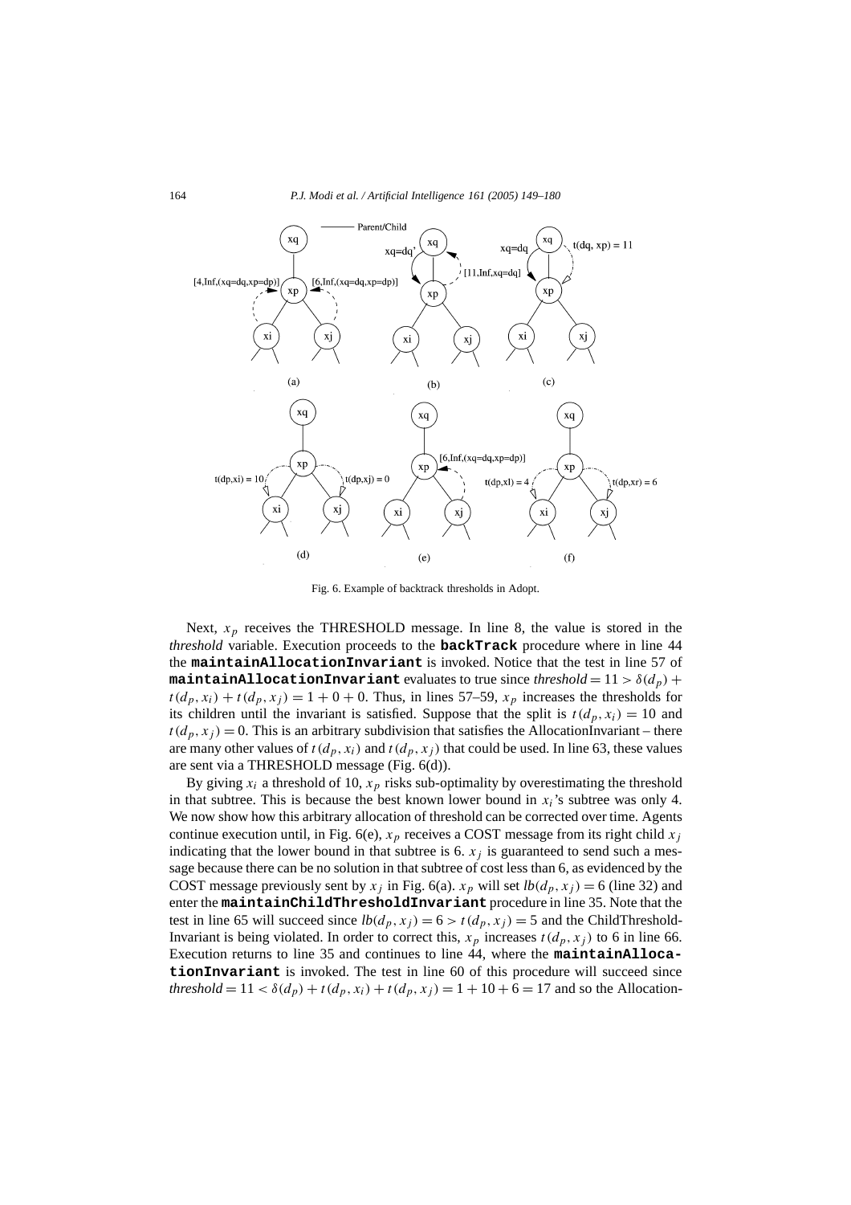Fig. 6. Example of backtrack thresholds in Adopt.

Next, $x_p$ receives the THRESHOLD message. In line 8, the value is stored in the *threshold* variable. Execution proceeds to the **backTrack** procedure where in line 44 the **maintainAllocationInvariant** is invoked. Notice that the test in line 57 of **maintainAllocationInvariant** evaluates to true since $threshold = 11 > \delta(d_p) + t(d_p, x_i) + t(d_p, x_j) = 1 + 0 + 0$. Thus, in lines 57–59, $x_p$ increases the thresholds for its children until the invariant is satisfied. Suppose that the split is $t(d_p, x_i) = 10$ and $t(d_p, x_j) = 0$. This is an arbitrary subdivision that satisfies the AllocationInvariant – there are many other values of $t(d_p, x_i)$ and $t(d_p, x_j)$ that could be used. In line 63, these values are sent via a THRESHOLD message (Fig. 6(d)).

By giving $x_i$ a threshold of 10, $x_p$ risks sub-optimality by overestimating the threshold in that subtree. This is because the best known lower bound in $x_i$'s subtree was only 4. We now show how this arbitrary allocation of threshold can be corrected over time. Agents continue execution until, in Fig. 6(e), $x_p$ receives a COST message from its right child $x_j$ indicating that the lower bound in that subtree is 6. $x_j$ is guaranteed to send such a message because there can be no solution in that subtree of cost less than 6, as evidenced by the COST message previously sent by $x_j$ in Fig. 6(a). $x_p$ will set $lb(d_p, x_j) = 6$ (line 32) and enter the **maintainChildThresholdInvariant** procedure in line 35. Note that the test in line 65 will succeed since $lb(d_p, x_j) = 6 > t(d_p, x_j) = 5$ and the ChildThreshold-Invariant is being violated. In order to correct this, $x_p$ increases $t(d_p, x_j)$ to 6 in line 66. Execution returns to line 35 and continues to line 44, where the **maintainAllocationInvariant** is invoked. The test in line 60 of this procedure will succeed since $threshold = 11 < \delta(d_p) + t(d_p, x_i) + t(d_p, x_j) = 1 + 10 + 6 = 17$ and so the Allocation-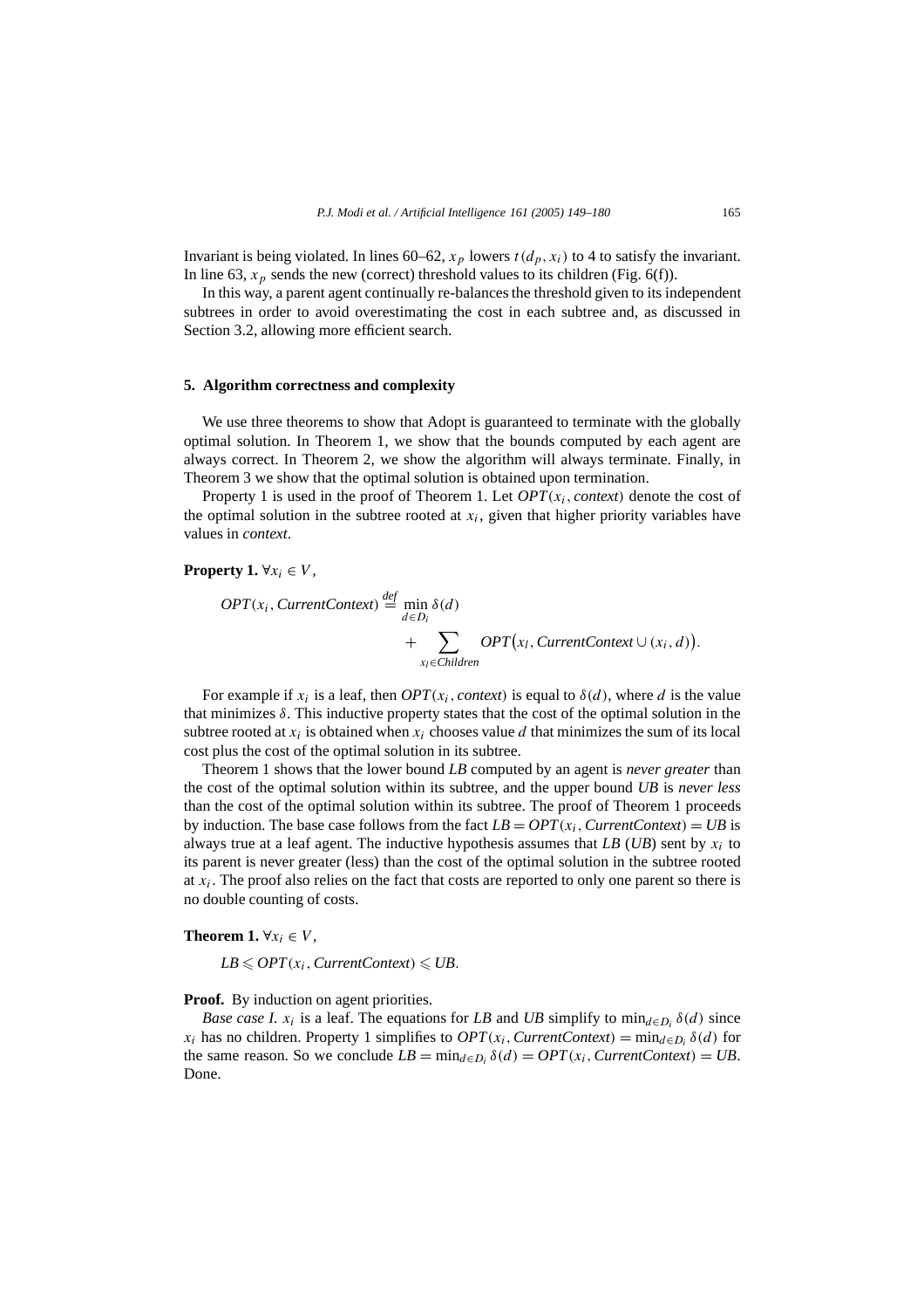Invariant is being violated. In lines 60–62, $x_p$ lowers $t(d_p, x_i)$ to 4 to satisfy the invariant. In line 63, $x_p$ sends the new (correct) threshold values to its children (Fig. 6(f)).

In this way, a parent agent continually re-balances the threshold given to its independent subtrees in order to avoid overestimating the cost in each subtree and, as discussed in Section 3.2, allowing more efficient search.

## 5. Algorithm correctness and complexity

We use three theorems to show that Adopt is guaranteed to terminate with the globally optimal solution. In Theorem 1, we show that the bounds computed by each agent are always correct. In Theorem 2, we show the algorithm will always terminate. Finally, in Theorem 3 we show that the optimal solution is obtained upon termination.

Property 1 is used in the proof of Theorem 1. Let $OPT(x_i, context)$ denote the cost of the optimal solution in the subtree rooted at $x_i$, given that higher priority variables have values in *context*.

**Property 1.** $\forall x_i \in V$,

$$OPT(x_i, CurrentContext) \stackrel{def}{=} \min_{d \in D_i} \delta(d) + \sum_{x_l \in Children} OPT\big(x_l, CurrentContext \cup (x_i, d)\big).$$

For example if $x_i$ is a leaf, then $OPT(x_i, context)$ is equal to $\delta(d)$, where $d$ is the value that minimizes $\delta$. This inductive property states that the cost of the optimal solution in the subtree rooted at $x_i$ is obtained when $x_i$ chooses value $d$ that minimizes the sum of its local cost plus the cost of the optimal solution in its subtree.

Theorem 1 shows that the lower bound *LB* computed by an agent is *never greater* than the cost of the optimal solution within its subtree, and the upper bound *UB* is *never less* than the cost of the optimal solution within its subtree. The proof of Theorem 1 proceeds by induction. The base case follows from the fact $LB = OPT(x_i, CurrentContext) = UB$ is always true at a leaf agent. The inductive hypothesis assumes that *LB* (*UB*) sent by $x_i$ to its parent is never greater (less) than the cost of the optimal solution in the subtree rooted at $x_i$. The proof also relies on the fact that costs are reported to only one parent so there is no double counting of costs.

**Theorem 1.** $\forall x_i \in V$,

$$LB \leqslant OPT(x_i, CurrentContext) \leqslant UB.$$

**Proof.** By induction on agent priorities.

*Base case I.* $x_i$ is a leaf. The equations for *LB* and *UB* simplify to $\min_{d \in D_i} \delta(d)$ since $x_i$ has no children. Property 1 simplifies to $OPT(x_i, CurrentContext) = \min_{d \in D_i} \delta(d)$ for the same reason. So we conclude $LB = \min_{d \in D_i} \delta(d) = OPT(x_i, CurrentContext) = UB$. Done.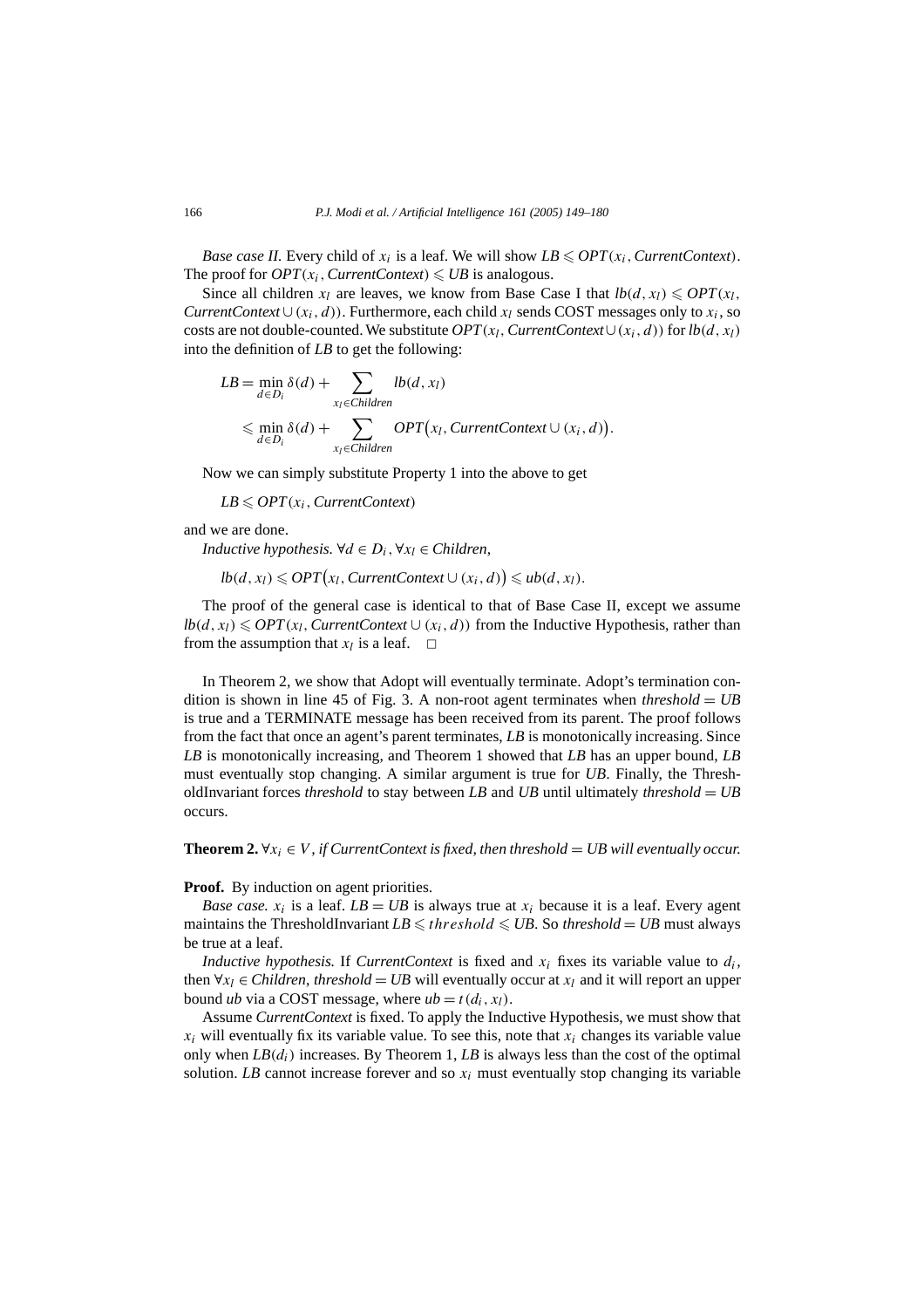*Base case II.* Every child of $x_i$ is a leaf. We will show $LB \leqslant OPT(x_i, CurrentContext)$. The proof for $OPT(x_i, CurrentContext) \leqslant UB$ is analogous.

Since all children $x_l$ are leaves, we know from Base Case I that $lb(d, x_l) \leqslant OPT(x_l, CurrentContext \cup (x_i, d))$. Furthermore, each child $x_l$ sends COST messages only to $x_i$, so costs are not double-counted. We substitute $OPT(x_l, CurrentContext \cup (x_i, d))$ for $lb(d, x_l)$ into the definition of $LB$ to get the following:

$$
\begin{aligned}
LB &= \min_{d \in D_i} \delta(d) + \sum_{x_l \in Children} lb(d, x_l) \\
&\leqslant \min_{d \in D_i} \delta(d) + \sum_{x_l \in Children} OPT\big(x_l, CurrentContext \cup (x_i, d)\big).
\end{aligned}
$$

Now we can simply substitute Property 1 into the above to get

$$LB \leqslant OPT(x_i, CurrentContext)$$

and we are done.

*Inductive hypothesis.* $\forall d \in D_i, \forall x_l \in Children$,

$$lb(d, x_l) \leqslant OPT\big(x_l, CurrentContext \cup (x_i, d)\big) \leqslant ub(d, x_l).$$

The proof of the general case is identical to that of Base Case II, except we assume $lb(d, x_l) \leqslant OPT(x_l, CurrentContext \cup (x_i, d))$ from the Inductive Hypothesis, rather than from the assumption that $x_l$ is a leaf. □

In Theorem 2, we show that Adopt will eventually terminate. Adopt's termination condition is shown in line 45 of Fig. 3. A non-root agent terminates when $threshold = UB$ is true and a TERMINATE message has been received from its parent. The proof follows from the fact that once an agent's parent terminates, $LB$ is monotonically increasing. Since $LB$ is monotonically increasing, and Theorem 1 showed that $LB$ has an upper bound, $LB$ must eventually stop changing. A similar argument is true for $UB$. Finally, the ThresholdInvariant forces *threshold* to stay between $LB$ and $UB$ until ultimately $threshold = UB$ occurs.

**Theorem 2.** *$\forall x_i \in V$, if CurrentContext is fixed, then threshold = UB will eventually occur.*

**Proof.** By induction on agent priorities.

*Base case.* $x_i$ is a leaf. $LB = UB$ is always true at $x_i$ because it is a leaf. Every agent maintains the ThresholdInvariant $LB \leqslant threshold \leqslant UB$. So $threshold = UB$ must always be true at a leaf.

*Inductive hypothesis.* If *CurrentContext* is fixed and $x_i$ fixes its variable value to $d_i$, then $\forall x_l \in Children$, $threshold = UB$ will eventually occur at $x_l$ and it will report an upper bound $ub$ via a COST message, where $ub = t(d_i, x_l)$.

Assume *CurrentContext* is fixed. To apply the Inductive Hypothesis, we must show that $x_i$ will eventually fix its variable value. To see this, note that $x_i$ changes its variable value only when $LB(d_i)$ increases. By Theorem 1, $LB$ is always less than the cost of the optimal solution. $LB$ cannot increase forever and so $x_i$ must eventually stop changing its variable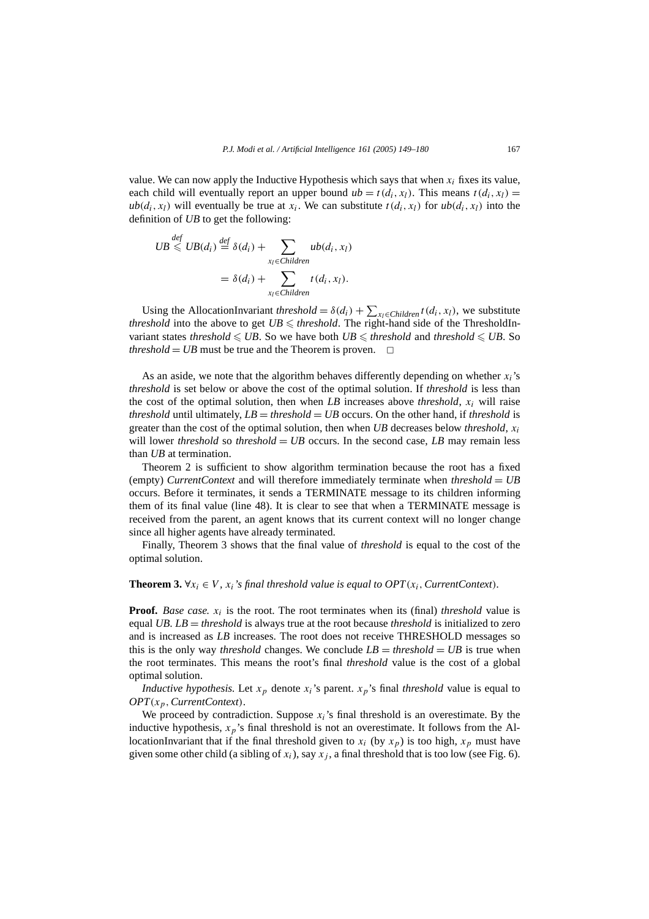value. We can now apply the Inductive Hypothesis which says that when $x_i$ fixes its value, each child will eventually report an upper bound $ub = t(d_i, x_l)$. This means $t(d_i, x_l) = ub(d_i, x_l)$ will eventually be true at $x_i$. We can substitute $t(d_i, x_l)$ for $ub(d_i, x_l)$ into the definition of *UB* to get the following:

$$
\begin{aligned}
UB \overset{def}{\leqslant} UB(d_i) &\overset{def}{=} \delta(d_i) + \sum_{x_l \in Children} ub(d_i, x_l) \\
&= \delta(d_i) + \sum_{x_l \in Children} t(d_i, x_l).
\end{aligned}
$$

Using the AllocationInvariant $threshold = \delta(d_i) + \sum_{x_l \in Children} t(d_i, x_l)$, we substitute *threshold* into the above to get $UB \leqslant threshold$. The right-hand side of the ThresholdInvariant states $threshold \leqslant UB$. So we have both $UB \leqslant threshold$ and $threshold \leqslant UB$. So $threshold = UB$ must be true and the Theorem is proven. □

As an aside, we note that the algorithm behaves differently depending on whether $x_i$'s *threshold* is set below or above the cost of the optimal solution. If *threshold* is less than the cost of the optimal solution, then when *LB* increases above *threshold*, $x_i$ will raise *threshold* until ultimately, $LB = threshold = UB$ occurs. On the other hand, if *threshold* is greater than the cost of the optimal solution, then when *UB* decreases below *threshold*, $x_i$ will lower *threshold* so $threshold = UB$ occurs. In the second case, *LB* may remain less than *UB* at termination.

Theorem 2 is sufficient to show algorithm termination because the root has a fixed (empty) *CurrentContext* and will therefore immediately terminate when $threshold = UB$ occurs. Before it terminates, it sends a TERMINATE message to its children informing them of its final value (line 48). It is clear to see that when a TERMINATE message is received from the parent, an agent knows that its current context will no longer change since all higher agents have already terminated.

Finally, Theorem 3 shows that the final value of *threshold* is equal to the cost of the optimal solution.

**Theorem 3.** *$\forall x_i \in V$, $x_i$'s final threshold value is equal to $OPT(x_i, CurrentContext)$.*

**Proof.** *Base case.* $x_i$ is the root. The root terminates when its (final) *threshold* value is equal *UB*. $LB = threshold$ is always true at the root because *threshold* is initialized to zero and is increased as *LB* increases. The root does not receive THRESHOLD messages so this is the only way *threshold* changes. We conclude $LB = threshold = UB$ is true when the root terminates. This means the root's final *threshold* value is the cost of a global optimal solution.

*Inductive hypothesis.* Let $x_p$ denote $x_i$'s parent. $x_p$'s final *threshold* value is equal to $OPT(x_p, CurrentContext)$.

We proceed by contradiction. Suppose $x_i$'s final threshold is an overestimate. By the inductive hypothesis, $x_p$'s final threshold is not an overestimate. It follows from the AllocationInvariant that if the final threshold given to $x_i$ (by $x_p$) is too high, $x_p$ must have given some other child (a sibling of $x_i$), say $x_j$, a final threshold that is too low (see Fig. 6).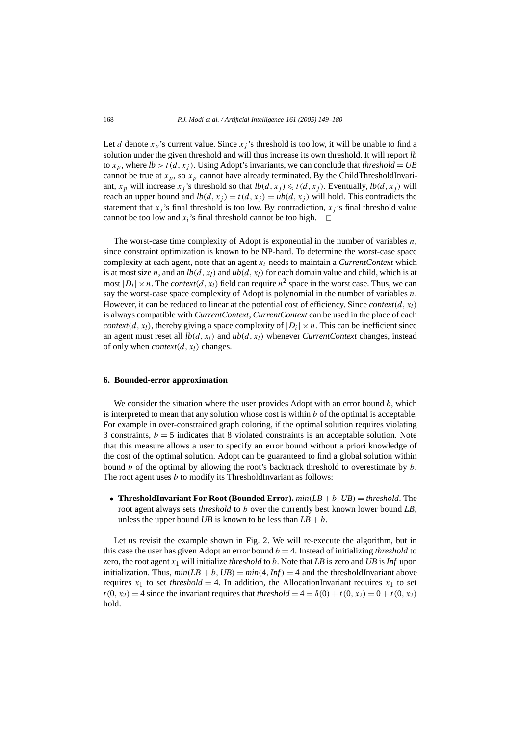Let $d$ denote $x_p$'s current value. Since $x_j$'s threshold is too low, it will be unable to find a solution under the given threshold and will thus increase its own threshold. It will report *lb* to $x_p$, where $lb > t(d, x_j)$. Using Adopt's invariants, we can conclude that $threshold = UB$ cannot be true at $x_p$, so $x_p$ cannot have already terminated. By the ChildThresholdInvariant, $x_p$ will increase $x_j$'s threshold so that $lb(d, x_j) \leqslant t(d, x_j)$. Eventually, $lb(d, x_j)$ will reach an upper bound and $lb(d, x_j) = t(d, x_j) = ub(d, x_j)$ will hold. This contradicts the statement that $x_j$'s final threshold is too low. By contradiction, $x_j$'s final threshold value cannot be too low and $x_i$'s final threshold cannot be too high. □

The worst-case time complexity of Adopt is exponential in the number of variables $n$, since constraint optimization is known to be NP-hard. To determine the worst-case space complexity at each agent, note that an agent $x_i$ needs to maintain a *CurrentContext* which is at most size $n$, and an $lb(d, x_l)$ and $ub(d, x_l)$ for each domain value and child, which is at most $|D_i| \times n$. The $context(d, x_l)$ field can require $n^2$ space in the worst case. Thus, we can say the worst-case space complexity of Adopt is polynomial in the number of variables $n$. However, it can be reduced to linear at the potential cost of efficiency. Since $context(d, x_l)$ is always compatible with *CurrentContext*, *CurrentContext* can be used in the place of each $context(d, x_l)$, thereby giving a space complexity of $|D_i| \times n$. This can be inefficient since an agent must reset all $lb(d, x_l)$ and $ub(d, x_l)$ whenever *CurrentContext* changes, instead of only when $context(d, x_l)$ changes.

## 6. Bounded-error approximation

We consider the situation where the user provides Adopt with an error bound $b$, which is interpreted to mean that any solution whose cost is within $b$ of the optimal is acceptable. For example in over-constrained graph coloring, if the optimal solution requires violating 3 constraints, $b = 5$ indicates that 8 violated constraints is an acceptable solution. Note that this measure allows a user to specify an error bound without a priori knowledge of the cost of the optimal solution. Adopt can be guaranteed to find a global solution within bound $b$ of the optimal by allowing the root's backtrack threshold to overestimate by $b$. The root agent uses $b$ to modify its ThresholdInvariant as follows:

- **ThresholdInvariant For Root (Bounded Error).** $min(LB + b, UB) = threshold$. The root agent always sets *threshold* to $b$ over the currently best known lower bound *LB*, unless the upper bound *UB* is known to be less than $LB + b$.

Let us revisit the example shown in Fig. 2. We will re-execute the algorithm, but in this case the user has given Adopt an error bound $b = 4$. Instead of initializing *threshold* to zero, the root agent $x_1$ will initialize *threshold* to $b$. Note that *LB* is zero and *UB* is *Inf* upon initialization. Thus, $min(LB + b, UB) = min(4, Inf) = 4$ and the thresholdInvariant above requires $x_1$ to set $threshold = 4$. In addition, the AllocationInvariant requires $x_1$ to set $t(0, x_2) = 4$ since the invariant requires that $threshold = 4 = \delta(0) + t(0, x_2) = 0 + t(0, x_2)$ hold.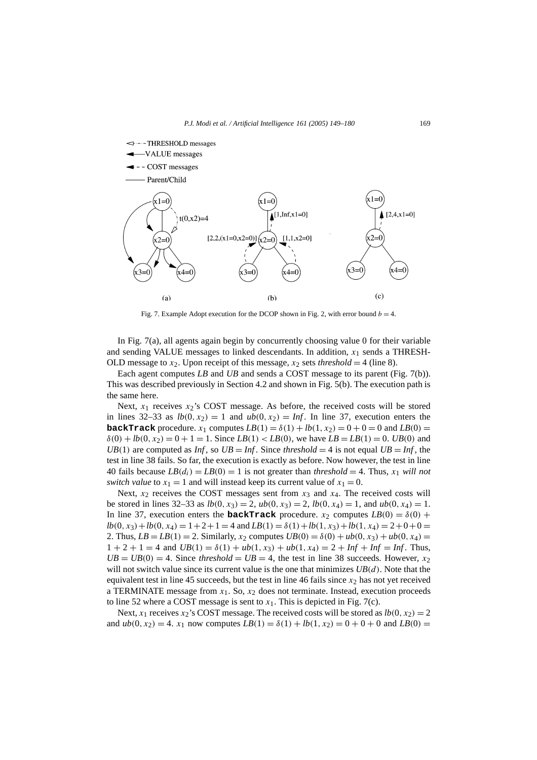Fig. 7. Example Adopt execution for the DCOP shown in Fig. 2, with error bound $b = 4$.

In Fig. 7(a), all agents again begin by concurrently choosing value 0 for their variable and sending VALUE messages to linked descendants. In addition, $x_1$ sends a THRESHOLD message to $x_2$. Upon receipt of this message, $x_2$ sets *threshold* $= 4$ (line 8).

Each agent computes $LB$ and $UB$ and sends a COST message to its parent (Fig. 7(b)). This was described previously in Section 4.2 and shown in Fig. 5(b). The execution path is the same here.

Next, $x_1$ receives $x_2$'s COST message. As before, the received costs will be stored in lines 32–33 as $lb(0, x_2) = 1$ and $ub(0, x_2) = Inf$. In line 37, execution enters the **backTrack** procedure. $x_1$ computes $LB(1) = \delta(1) + lb(1, x_2) = 0 + 0 = 0$ and $LB(0) = \delta(0) + lb(0, x_2) = 0 + 1 = 1$. Since $LB(1) < LB(0)$, we have $LB = LB(1) = 0$. $UB(0)$ and $UB(1)$ are computed as $Inf$, so $UB = Inf$. Since *threshold* $= 4$ is not equal $UB = Inf$, the test in line 38 fails. So far, the execution is exactly as before. Now however, the test in line 40 fails because $LB(d_i) = LB(0) = 1$ is not greater than *threshold* $= 4$. Thus, $x_1$ *will not switch value* to $x_1 = 1$ and will instead keep its current value of $x_1 = 0$.

Next, $x_2$ receives the COST messages sent from $x_3$ and $x_4$. The received costs will be stored in lines 32–33 as $lb(0, x_3) = 2$, $ub(0, x_3) = 2$, $lb(0, x_4) = 1$, and $ub(0, x_4) = 1$. In line 37, execution enters the **backTrack** procedure. $x_2$ computes $LB(0) = \delta(0) + lb(0, x_3) + lb(0, x_4) = 1 + 2 + 1 = 4$ and $LB(1) = \delta(1) + lb(1, x_3) + lb(1, x_4) = 2 + 0 + 0 = 2$. Thus, $LB = LB(1) = 2$. Similarly, $x_2$ computes $UB(0) = \delta(0) + ub(0, x_3) + ub(0, x_4) = 1 + 2 + 1 = 4$ and $UB(1) = \delta(1) + ub(1, x_3) + ub(1, x_4) = 2 + Inf + Inf = Inf$. Thus, $UB = UB(0) = 4$. Since *threshold* $= UB = 4$, the test in line 38 succeeds. However, $x_2$ will not switch value since its current value is the one that minimizes $UB(d)$. Note that the equivalent test in line 45 succeeds, but the test in line 46 fails since $x_2$ has not yet received a TERMINATE message from $x_1$. So, $x_2$ does not terminate. Instead, execution proceeds to line 52 where a COST message is sent to $x_1$. This is depicted in Fig. 7(c).

Next, $x_1$ receives $x_2$'s COST message. The received costs will be stored as $lb(0, x_2) = 2$ and $ub(0, x_2) = 4$. $x_1$ now computes $LB(1) = \delta(1) + lb(1, x_2) = 0 + 0 + 0$ and $LB(0) =$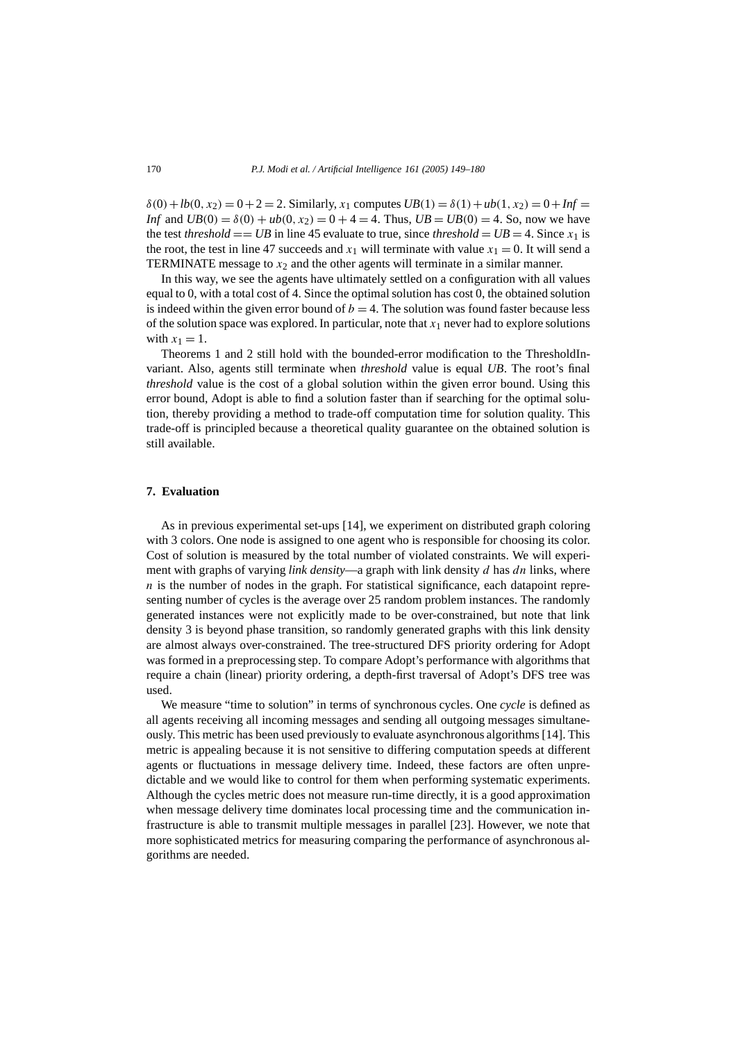$\delta(0) + lb(0, x_2) = 0 + 2 = 2$. Similarly, $x_1$ computes $UB(1) = \delta(1) + ub(1, x_2) = 0 + Inf = Inf$ and $UB(0) = \delta(0) + ub(0, x_2) = 0 + 4 = 4$. Thus, $UB = UB(0) = 4$. So, now we have the test *threshold* == *UB* in line 45 evaluate to true, since $threshold = UB = 4$. Since $x_1$ is the root, the test in line 47 succeeds and $x_1$ will terminate with value $x_1 = 0$. It will send a TERMINATE message to $x_2$ and the other agents will terminate in a similar manner.

In this way, we see the agents have ultimately settled on a configuration with all values equal to 0, with a total cost of 4. Since the optimal solution has cost 0, the obtained solution is indeed within the given error bound of $b = 4$. The solution was found faster because less of the solution space was explored. In particular, note that $x_1$ never had to explore solutions with $x_1 = 1$.

Theorems 1 and 2 still hold with the bounded-error modification to the ThresholdInvariant. Also, agents still terminate when *threshold* value is equal *UB*. The root's final *threshold* value is the cost of a global solution within the given error bound. Using this error bound, Adopt is able to find a solution faster than if searching for the optimal solution, thereby providing a method to trade-off computation time for solution quality. This trade-off is principled because a theoretical quality guarantee on the obtained solution is still available.

## 7. Evaluation

As in previous experimental set-ups [14], we experiment on distributed graph coloring with 3 colors. One node is assigned to one agent who is responsible for choosing its color. Cost of solution is measured by the total number of violated constraints. We will experiment with graphs of varying *link density*—a graph with link density $d$ has $dn$ links, where $n$ is the number of nodes in the graph. For statistical significance, each datapoint representing number of cycles is the average over 25 random problem instances. The randomly generated instances were not explicitly made to be over-constrained, but note that link density 3 is beyond phase transition, so randomly generated graphs with this link density are almost always over-constrained. The tree-structured DFS priority ordering for Adopt was formed in a preprocessing step. To compare Adopt's performance with algorithms that require a chain (linear) priority ordering, a depth-first traversal of Adopt's DFS tree was used.

We measure "time to solution" in terms of synchronous cycles. One *cycle* is defined as all agents receiving all incoming messages and sending all outgoing messages simultaneously. This metric has been used previously to evaluate asynchronous algorithms [14]. This metric is appealing because it is not sensitive to differing computation speeds at different agents or fluctuations in message delivery time. Indeed, these factors are often unpredictable and we would like to control for them when performing systematic experiments. Although the cycles metric does not measure run-time directly, it is a good approximation when message delivery time dominates local processing time and the communication infrastructure is able to transmit multiple messages in parallel [23]. However, we note that more sophisticated metrics for measuring comparing the performance of asynchronous algorithms are needed.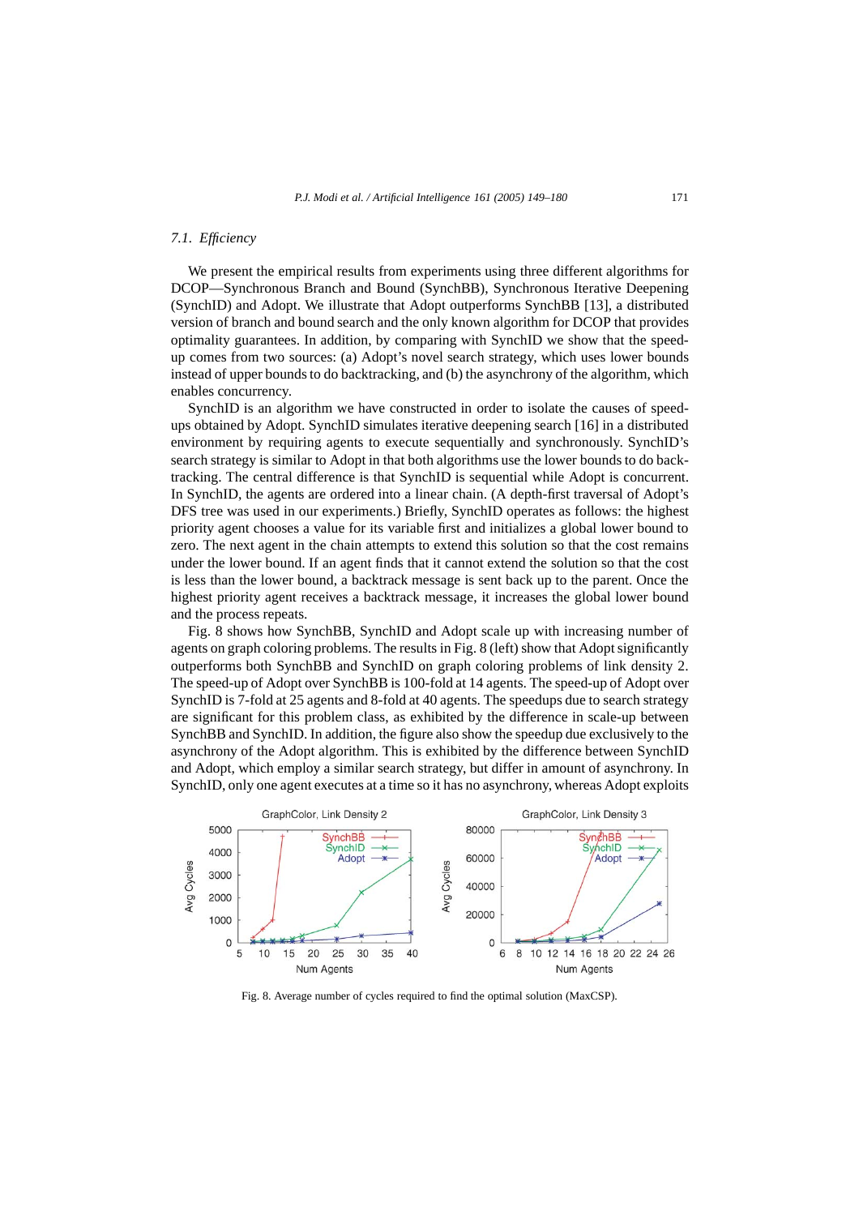### 7.1. *Efficiency*

We present the empirical results from experiments using three different algorithms for DCOP—Synchronous Branch and Bound (SynchBB), Synchronous Iterative Deepening (SynchID) and Adopt. We illustrate that Adopt outperforms SynchBB [13], a distributed version of branch and bound search and the only known algorithm for DCOP that provides optimality guarantees. In addition, by comparing with SynchID we show that the speed-up comes from two sources: (a) Adopt's novel search strategy, which uses lower bounds instead of upper bounds to do backtracking, and (b) the asynchrony of the algorithm, which enables concurrency.

SynchID is an algorithm we have constructed in order to isolate the causes of speed-ups obtained by Adopt. SynchID simulates iterative deepening search [16] in a distributed environment by requiring agents to execute sequentially and synchronously. SynchID's search strategy is similar to Adopt in that both algorithms use the lower bounds to do back-tracking. The central difference is that SynchID is sequential while Adopt is concurrent. In SynchID, the agents are ordered into a linear chain. (A depth-first traversal of Adopt's DFS tree was used in our experiments.) Briefly, SynchID operates as follows: the highest priority agent chooses a value for its variable first and initializes a global lower bound to zero. The next agent in the chain attempts to extend this solution so that the cost remains under the lower bound. If an agent finds that it cannot extend the solution so that the cost is less than the lower bound, a backtrack message is sent back up to the parent. Once the highest priority agent receives a backtrack message, it increases the global lower bound and the process repeats.

Fig. 8 shows how SynchBB, SynchID and Adopt scale up with increasing number of agents on graph coloring problems. The results in Fig. 8 (left) show that Adopt significantly outperforms both SynchBB and SynchID on graph coloring problems of link density 2. The speed-up of Adopt over SynchBB is 100-fold at 14 agents. The speed-up of Adopt over SynchID is 7-fold at 25 agents and 8-fold at 40 agents. The speedups due to search strategy are significant for this problem class, as exhibited by the difference in scale-up between SynchBB and SynchID. In addition, the figure also show the speedup due exclusively to the asynchrony of the Adopt algorithm. This is exhibited by the difference between SynchID and Adopt, which employ a similar search strategy, but differ in amount of asynchrony. In SynchID, only one agent executes at a time so it has no asynchrony, whereas Adopt exploits

GraphColor, Link Density 2

Avg Cycles

5000
4000
3000
2000
1000
0

SynchBB
SynchID
Adopt

5 10 15 20 25 30 35 40

Num Agents

GraphColor, Link Density 3

Avg Cycles

80000
60000
40000
20000
0

SynchBB
SynchID
Adopt

6 8 10 12 14 16 18 20 22 24 26

Num Agents

Fig. 8. Average number of cycles required to find the optimal solution (MaxCSP).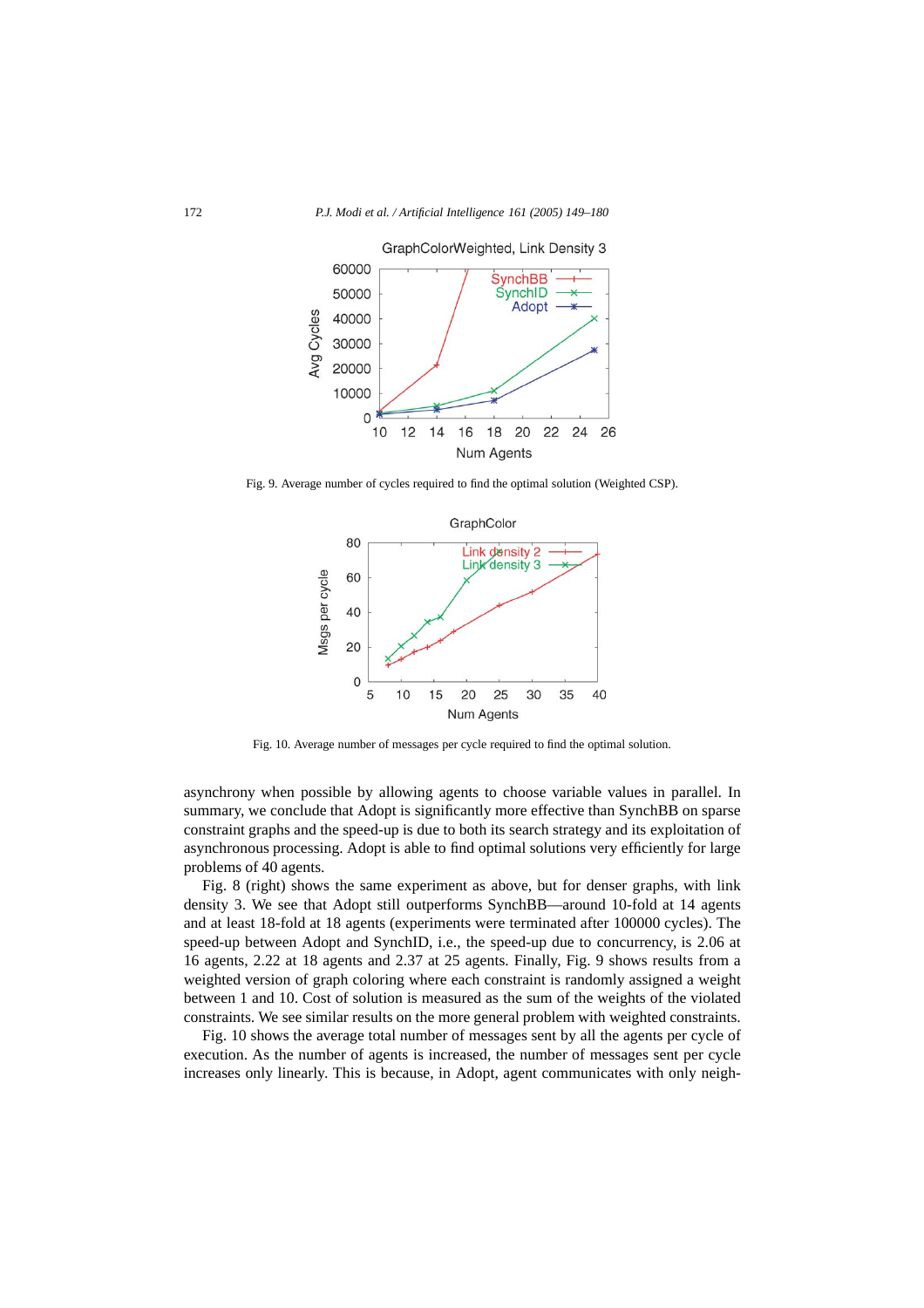Fig. 9. Average number of cycles required to find the optimal solution (Weighted CSP).

Fig. 10. Average number of messages per cycle required to find the optimal solution.

asynchrony when possible by allowing agents to choose variable values in parallel. In summary, we conclude that Adopt is significantly more effective than SynchBB on sparse constraint graphs and the speed-up is due to both its search strategy and its exploitation of asynchronous processing. Adopt is able to find optimal solutions very efficiently for large problems of 40 agents.

Fig. 8 (right) shows the same experiment as above, but for denser graphs, with link density 3. We see that Adopt still outperforms SynchBB—around 10-fold at 14 agents and at least 18-fold at 18 agents (experiments were terminated after 100000 cycles). The speed-up between Adopt and SynchID, i.e., the speed-up due to concurrency, is 2.06 at 16 agents, 2.22 at 18 agents and 2.37 at 25 agents. Finally, Fig. 9 shows results from a weighted version of graph coloring where each constraint is randomly assigned a weight between 1 and 10. Cost of solution is measured as the sum of the weights of the violated constraints. We see similar results on the more general problem with weighted constraints.

Fig. 10 shows the average total number of messages sent by all the agents per cycle of execution. As the number of agents is increased, the number of messages sent per cycle increases only linearly. This is because, in Adopt, agent communicates with only neigh-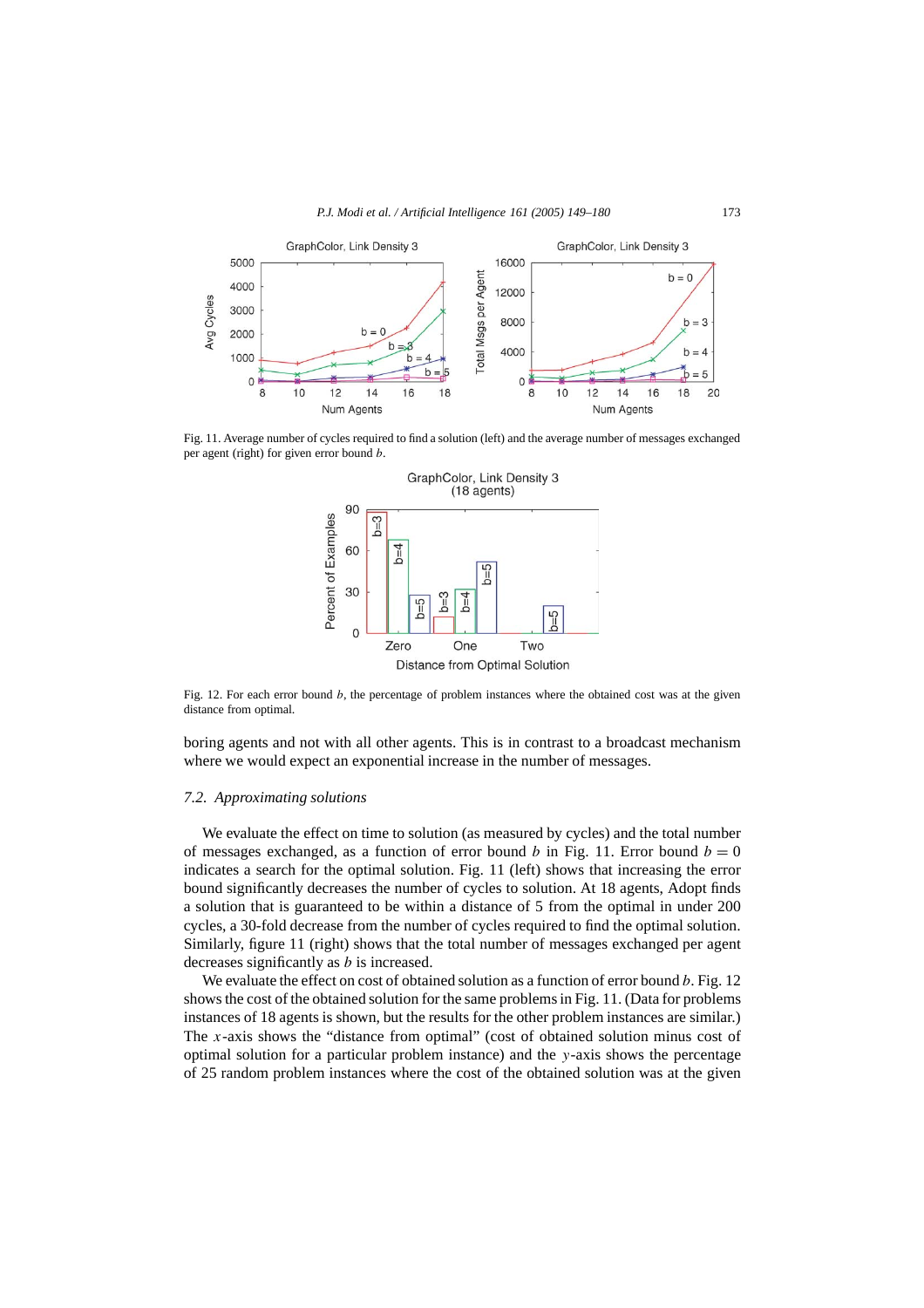Fig. 11. Average number of cycles required to find a solution (left) and the average number of messages exchanged per agent (right) for given error bound $b$.

Fig. 12. For each error bound $b$, the percentage of problem instances where the obtained cost was at the given distance from optimal.

boring agents and not with all other agents. This is in contrast to a broadcast mechanism where we would expect an exponential increase in the number of messages.

### *7.2. Approximating solutions*

We evaluate the effect on time to solution (as measured by cycles) and the total number of messages exchanged, as a function of error bound $b$ in Fig. 11. Error bound $b = 0$ indicates a search for the optimal solution. Fig. 11 (left) shows that increasing the error bound significantly decreases the number of cycles to solution. At 18 agents, Adopt finds a solution that is guaranteed to be within a distance of 5 from the optimal in under 200 cycles, a 30-fold decrease from the number of cycles required to find the optimal solution. Similarly, figure 11 (right) shows that the total number of messages exchanged per agent decreases significantly as $b$ is increased.

We evaluate the effect on cost of obtained solution as a function of error bound $b$. Fig. 12 shows the cost of the obtained solution for the same problems in Fig. 11. (Data for problems instances of 18 agents is shown, but the results for the other problem instances are similar.) The $x$-axis shows the "distance from optimal" (cost of obtained solution minus cost of optimal solution for a particular problem instance) and the $y$-axis shows the percentage of 25 random problem instances where the cost of the obtained solution was at the given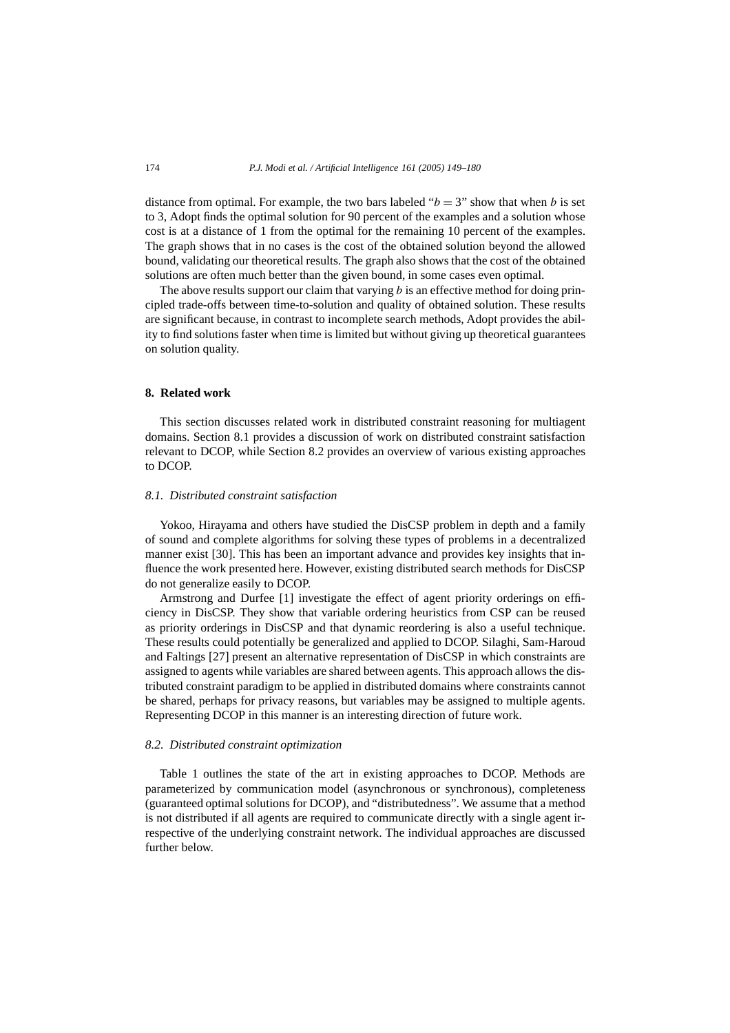distance from optimal. For example, the two bars labeled "$b = 3$" show that when $b$ is set to 3, Adopt finds the optimal solution for 90 percent of the examples and a solution whose cost is at a distance of 1 from the optimal for the remaining 10 percent of the examples. The graph shows that in no cases is the cost of the obtained solution beyond the allowed bound, validating our theoretical results. The graph also shows that the cost of the obtained solutions are often much better than the given bound, in some cases even optimal.

The above results support our claim that varying $b$ is an effective method for doing principled trade-offs between time-to-solution and quality of obtained solution. These results are significant because, in contrast to incomplete search methods, Adopt provides the ability to find solutions faster when time is limited but without giving up theoretical guarantees on solution quality.

## 8. Related work

This section discusses related work in distributed constraint reasoning for multiagent domains. Section 8.1 provides a discussion of work on distributed constraint satisfaction relevant to DCOP, while Section 8.2 provides an overview of various existing approaches to DCOP.

### *8.1. Distributed constraint satisfaction*

Yokoo, Hirayama and others have studied the DisCSP problem in depth and a family of sound and complete algorithms for solving these types of problems in a decentralized manner exist [30]. This has been an important advance and provides key insights that influence the work presented here. However, existing distributed search methods for DisCSP do not generalize easily to DCOP.

Armstrong and Durfee [1] investigate the effect of agent priority orderings on efficiency in DisCSP. They show that variable ordering heuristics from CSP can be reused as priority orderings in DisCSP and that dynamic reordering is also a useful technique. These results could potentially be generalized and applied to DCOP. Silaghi, Sam-Haroud and Faltings [27] present an alternative representation of DisCSP in which constraints are assigned to agents while variables are shared between agents. This approach allows the distributed constraint paradigm to be applied in distributed domains where constraints cannot be shared, perhaps for privacy reasons, but variables may be assigned to multiple agents. Representing DCOP in this manner is an interesting direction of future work.

### *8.2. Distributed constraint optimization*

Table 1 outlines the state of the art in existing approaches to DCOP. Methods are parameterized by communication model (asynchronous or synchronous), completeness (guaranteed optimal solutions for DCOP), and "distributedness". We assume that a method is not distributed if all agents are required to communicate directly with a single agent irrespective of the underlying constraint network. The individual approaches are discussed further below.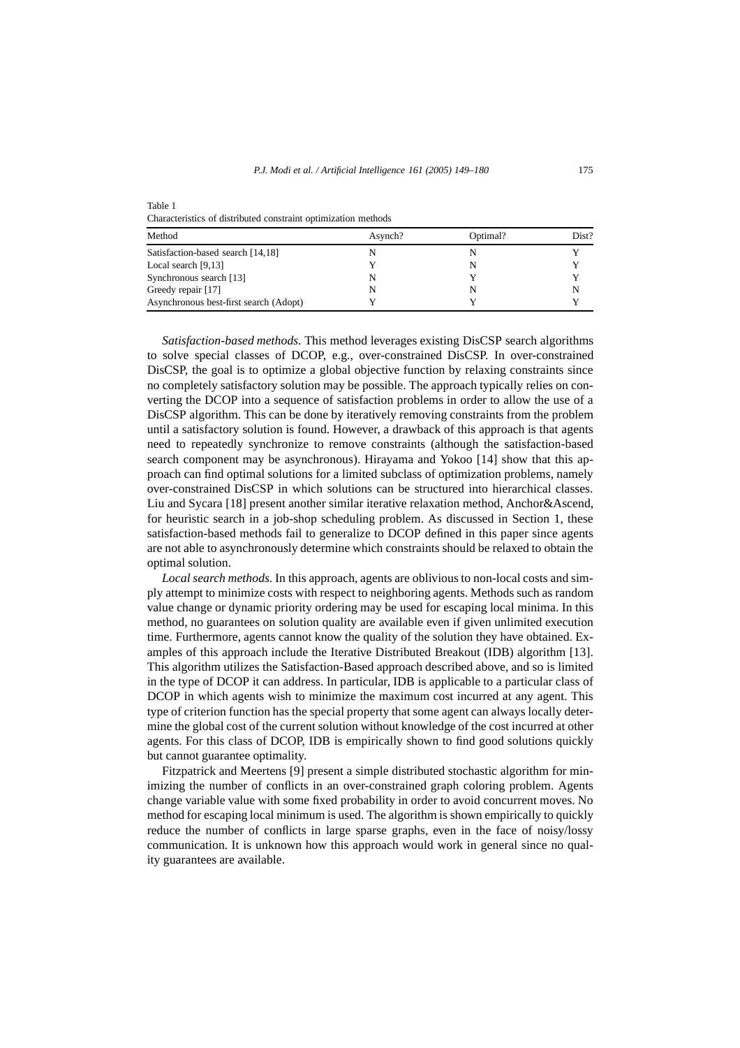Table 1
Characteristics of distributed constraint optimization methods

| Method | Asynch? | Optimal? | Dist? |
|---|---|---|---|
| Satisfaction-based search [14,18] | N | N | Y |
| Local search [9,13] | Y | N | Y |
| Synchronous search [13] | N | Y | Y |
| Greedy repair [17] | N | N | N |
| Asynchronous best-first search (Adopt) | Y | Y | Y |

*Satisfaction-based methods.* This method leverages existing DisCSP search algorithms to solve special classes of DCOP, e.g., over-constrained DisCSP. In over-constrained DisCSP, the goal is to optimize a global objective function by relaxing constraints since no completely satisfactory solution may be possible. The approach typically relies on converting the DCOP into a sequence of satisfaction problems in order to allow the use of a DisCSP algorithm. This can be done by iteratively removing constraints from the problem until a satisfactory solution is found. However, a drawback of this approach is that agents need to repeatedly synchronize to remove constraints (although the satisfaction-based search component may be asynchronous). Hirayama and Yokoo [14] show that this approach can find optimal solutions for a limited subclass of optimization problems, namely over-constrained DisCSP in which solutions can be structured into hierarchical classes. Liu and Sycara [18] present another similar iterative relaxation method, Anchor&Ascend, for heuristic search in a job-shop scheduling problem. As discussed in Section 1, these satisfaction-based methods fail to generalize to DCOP defined in this paper since agents are not able to asynchronously determine which constraints should be relaxed to obtain the optimal solution.

*Local search methods.* In this approach, agents are oblivious to non-local costs and simply attempt to minimize costs with respect to neighboring agents. Methods such as random value change or dynamic priority ordering may be used for escaping local minima. In this method, no guarantees on solution quality are available even if given unlimited execution time. Furthermore, agents cannot know the quality of the solution they have obtained. Examples of this approach include the Iterative Distributed Breakout (IDB) algorithm [13]. This algorithm utilizes the Satisfaction-Based approach described above, and so is limited in the type of DCOP it can address. In particular, IDB is applicable to a particular class of DCOP in which agents wish to minimize the maximum cost incurred at any agent. This type of criterion function has the special property that some agent can always locally determine the global cost of the current solution without knowledge of the cost incurred at other agents. For this class of DCOP, IDB is empirically shown to find good solutions quickly but cannot guarantee optimality.

Fitzpatrick and Meertens [9] present a simple distributed stochastic algorithm for minimizing the number of conflicts in an over-constrained graph coloring problem. Agents change variable value with some fixed probability in order to avoid concurrent moves. No method for escaping local minimum is used. The algorithm is shown empirically to quickly reduce the number of conflicts in large sparse graphs, even in the face of noisy/lossy communication. It is unknown how this approach would work in general since no quality guarantees are available.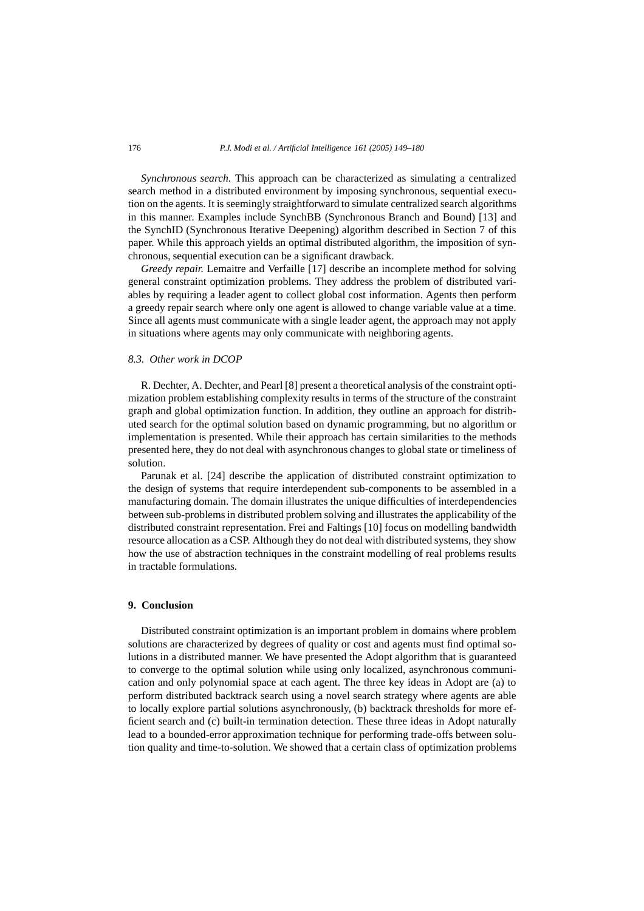*Synchronous search.* This approach can be characterized as simulating a centralized search method in a distributed environment by imposing synchronous, sequential execution on the agents. It is seemingly straightforward to simulate centralized search algorithms in this manner. Examples include SynchBB (Synchronous Branch and Bound) [13] and the SynchID (Synchronous Iterative Deepening) algorithm described in Section 7 of this paper. While this approach yields an optimal distributed algorithm, the imposition of synchronous, sequential execution can be a significant drawback.

*Greedy repair.* Lemaitre and Verfaille [17] describe an incomplete method for solving general constraint optimization problems. They address the problem of distributed variables by requiring a leader agent to collect global cost information. Agents then perform a greedy repair search where only one agent is allowed to change variable value at a time. Since all agents must communicate with a single leader agent, the approach may not apply in situations where agents may only communicate with neighboring agents.

### *8.3. Other work in DCOP*

R. Dechter, A. Dechter, and Pearl [8] present a theoretical analysis of the constraint optimization problem establishing complexity results in terms of the structure of the constraint graph and global optimization function. In addition, they outline an approach for distributed search for the optimal solution based on dynamic programming, but no algorithm or implementation is presented. While their approach has certain similarities to the methods presented here, they do not deal with asynchronous changes to global state or timeliness of solution.

Parunak et al. [24] describe the application of distributed constraint optimization to the design of systems that require interdependent sub-components to be assembled in a manufacturing domain. The domain illustrates the unique difficulties of interdependencies between sub-problems in distributed problem solving and illustrates the applicability of the distributed constraint representation. Frei and Faltings [10] focus on modelling bandwidth resource allocation as a CSP. Although they do not deal with distributed systems, they show how the use of abstraction techniques in the constraint modelling of real problems results in tractable formulations.

## 9. Conclusion

Distributed constraint optimization is an important problem in domains where problem solutions are characterized by degrees of quality or cost and agents must find optimal solutions in a distributed manner. We have presented the Adopt algorithm that is guaranteed to converge to the optimal solution while using only localized, asynchronous communication and only polynomial space at each agent. The three key ideas in Adopt are (a) to perform distributed backtrack search using a novel search strategy where agents are able to locally explore partial solutions asynchronously, (b) backtrack thresholds for more efficient search and (c) built-in termination detection. These three ideas in Adopt naturally lead to a bounded-error approximation technique for performing trade-offs between solution quality and time-to-solution. We showed that a certain class of optimization problems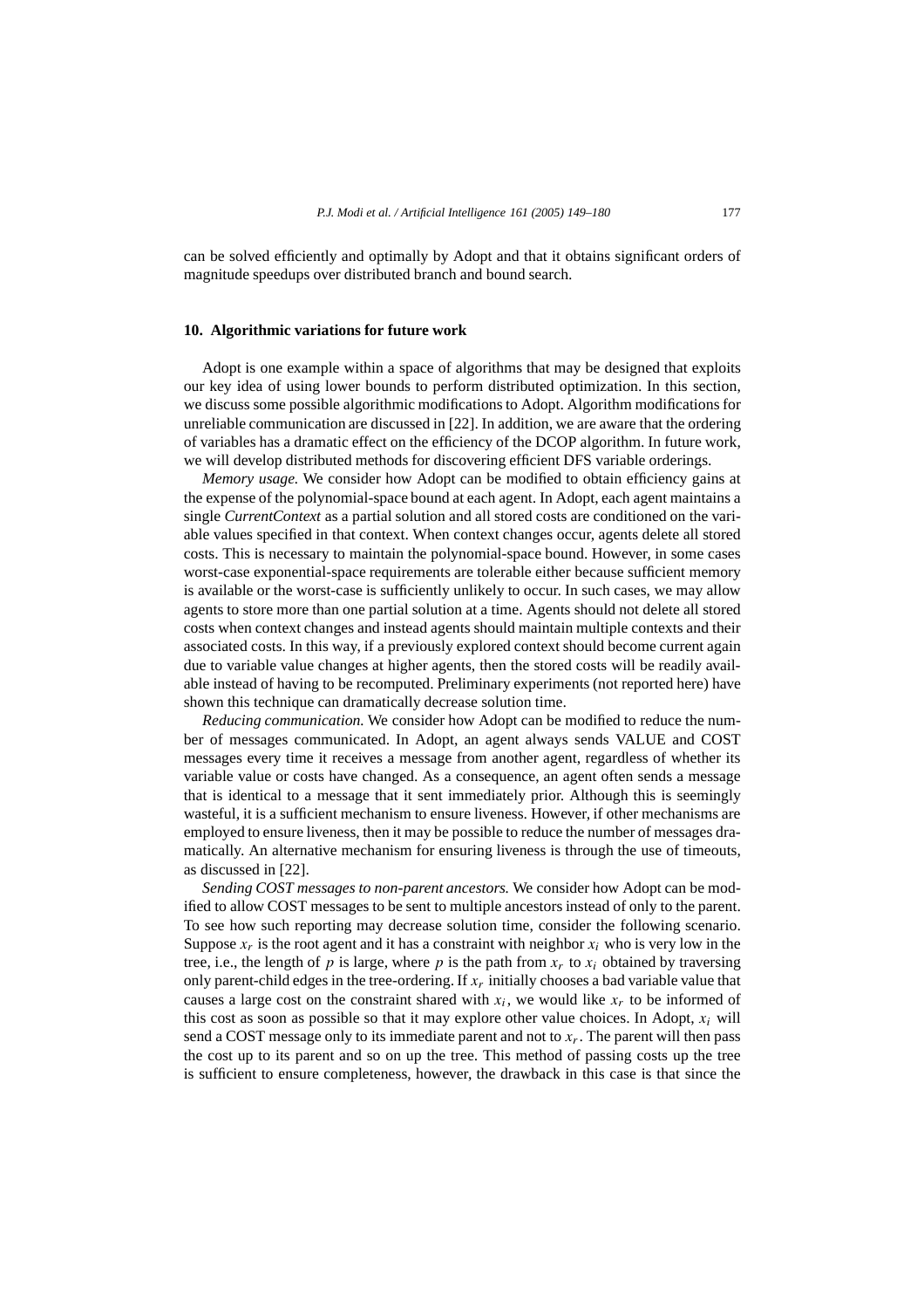can be solved efficiently and optimally by Adopt and that it obtains significant orders of magnitude speedups over distributed branch and bound search.

## 10. Algorithmic variations for future work

Adopt is one example within a space of algorithms that may be designed that exploits our key idea of using lower bounds to perform distributed optimization. In this section, we discuss some possible algorithmic modifications to Adopt. Algorithm modifications for unreliable communication are discussed in [22]. In addition, we are aware that the ordering of variables has a dramatic effect on the efficiency of the DCOP algorithm. In future work, we will develop distributed methods for discovering efficient DFS variable orderings.

*Memory usage.* We consider how Adopt can be modified to obtain efficiency gains at the expense of the polynomial-space bound at each agent. In Adopt, each agent maintains a single *CurrentContext* as a partial solution and all stored costs are conditioned on the variable values specified in that context. When context changes occur, agents delete all stored costs. This is necessary to maintain the polynomial-space bound. However, in some cases worst-case exponential-space requirements are tolerable either because sufficient memory is available or the worst-case is sufficiently unlikely to occur. In such cases, we may allow agents to store more than one partial solution at a time. Agents should not delete all stored costs when context changes and instead agents should maintain multiple contexts and their associated costs. In this way, if a previously explored context should become current again due to variable value changes at higher agents, then the stored costs will be readily available instead of having to be recomputed. Preliminary experiments (not reported here) have shown this technique can dramatically decrease solution time.

*Reducing communication.* We consider how Adopt can be modified to reduce the number of messages communicated. In Adopt, an agent always sends VALUE and COST messages every time it receives a message from another agent, regardless of whether its variable value or costs have changed. As a consequence, an agent often sends a message that is identical to a message that it sent immediately prior. Although this is seemingly wasteful, it is a sufficient mechanism to ensure liveness. However, if other mechanisms are employed to ensure liveness, then it may be possible to reduce the number of messages dramatically. An alternative mechanism for ensuring liveness is through the use of timeouts, as discussed in [22].

*Sending COST messages to non-parent ancestors.* We consider how Adopt can be modified to allow COST messages to be sent to multiple ancestors instead of only to the parent. To see how such reporting may decrease solution time, consider the following scenario. Suppose $x_r$ is the root agent and it has a constraint with neighbor $x_i$ who is very low in the tree, i.e., the length of $p$ is large, where $p$ is the path from $x_r$ to $x_i$ obtained by traversing only parent-child edges in the tree-ordering. If $x_r$ initially chooses a bad variable value that causes a large cost on the constraint shared with $x_i$, we would like $x_r$ to be informed of this cost as soon as possible so that it may explore other value choices. In Adopt, $x_i$ will send a COST message only to its immediate parent and not to $x_r$. The parent will then pass the cost up to its parent and so on up the tree. This method of passing costs up the tree is sufficient to ensure completeness, however, the drawback in this case is that since the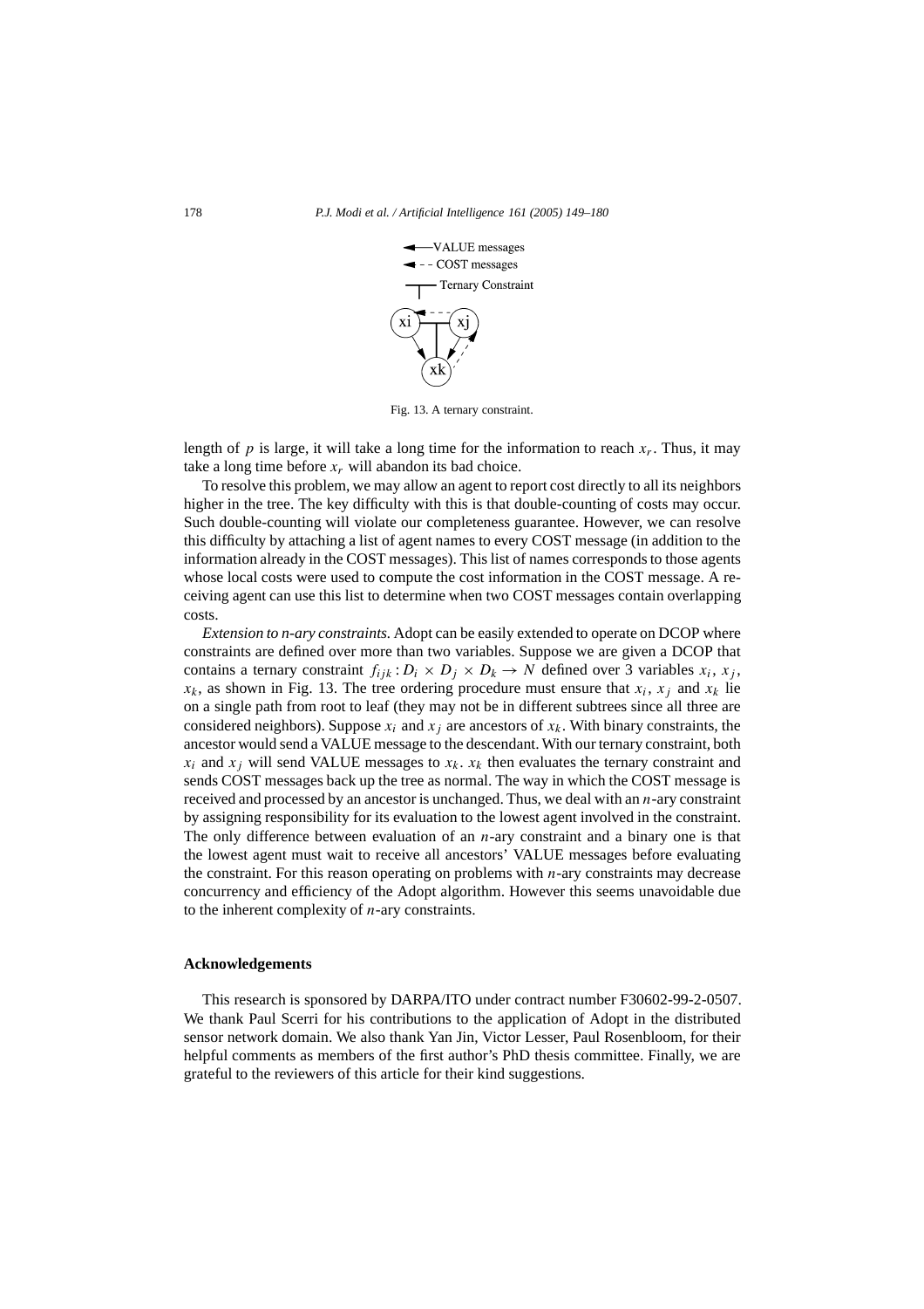Fig. 13. A ternary constraint.

length of $p$ is large, it will take a long time for the information to reach $x_r$. Thus, it may take a long time before $x_r$ will abandon its bad choice.

To resolve this problem, we may allow an agent to report cost directly to all its neighbors higher in the tree. The key difficulty with this is that double-counting of costs may occur. Such double-counting will violate our completeness guarantee. However, we can resolve this difficulty by attaching a list of agent names to every COST message (in addition to the information already in the COST messages). This list of names corresponds to those agents whose local costs were used to compute the cost information in the COST message. A receiving agent can use this list to determine when two COST messages contain overlapping costs.

*Extension to n-ary constraints.* Adopt can be easily extended to operate on DCOP where constraints are defined over more than two variables. Suppose we are given a DCOP that contains a ternary constraint $f_{ijk} : D_i \times D_j \times D_k \to N$ defined over 3 variables $x_i$, $x_j$, $x_k$, as shown in Fig. 13. The tree ordering procedure must ensure that $x_i$, $x_j$ and $x_k$ lie on a single path from root to leaf (they may not be in different subtrees since all three are considered neighbors). Suppose $x_i$ and $x_j$ are ancestors of $x_k$. With binary constraints, the ancestor would send a VALUE message to the descendant. With our ternary constraint, both $x_i$ and $x_j$ will send VALUE messages to $x_k$. $x_k$ then evaluates the ternary constraint and sends COST messages back up the tree as normal. The way in which the COST message is received and processed by an ancestor is unchanged. Thus, we deal with an $n$-ary constraint by assigning responsibility for its evaluation to the lowest agent involved in the constraint. The only difference between evaluation of an $n$-ary constraint and a binary one is that the lowest agent must wait to receive all ancestors' VALUE messages before evaluating the constraint. For this reason operating on problems with $n$-ary constraints may decrease concurrency and efficiency of the Adopt algorithm. However this seems unavoidable due to the inherent complexity of $n$-ary constraints.

## Acknowledgements

This research is sponsored by DARPA/ITO under contract number F30602-99-2-0507. We thank Paul Scerri for his contributions to the application of Adopt in the distributed sensor network domain. We also thank Yan Jin, Victor Lesser, Paul Rosenbloom, for their helpful comments as members of the first author's PhD thesis committee. Finally, we are grateful to the reviewers of this article for their kind suggestions.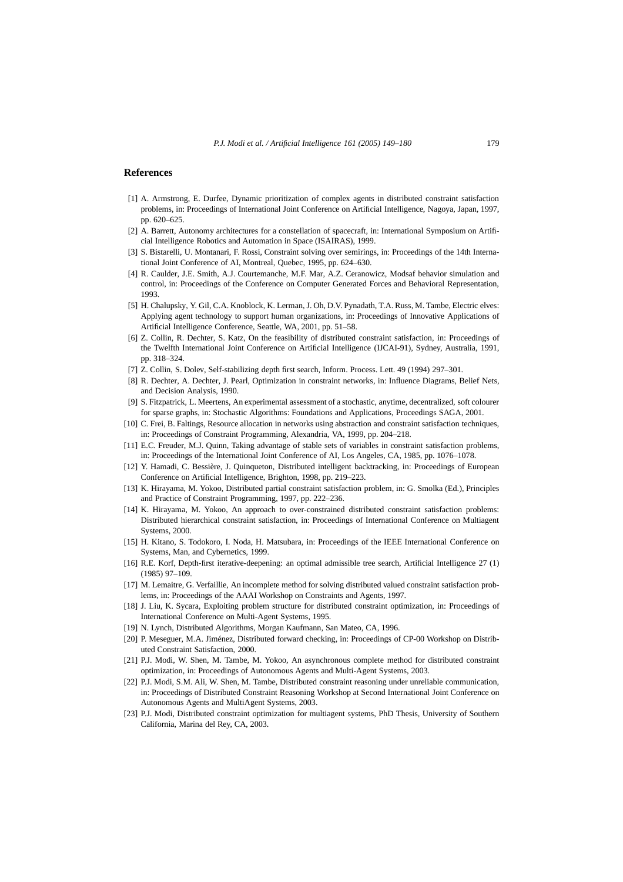## References

[1] A. Armstrong, E. Durfee, Dynamic prioritization of complex agents in distributed constraint satisfaction problems, in: Proceedings of International Joint Conference on Artificial Intelligence, Nagoya, Japan, 1997, pp. 620–625.

[2] A. Barrett, Autonomy architectures for a constellation of spacecraft, in: International Symposium on Artificial Intelligence Robotics and Automation in Space (ISAIRAS), 1999.

[3] S. Bistarelli, U. Montanari, F. Rossi, Constraint solving over semirings, in: Proceedings of the 14th International Joint Conference of AI, Montreal, Quebec, 1995, pp. 624–630.

[4] R. Caulder, J.E. Smith, A.J. Courtemanche, M.F. Mar, A.Z. Ceranowicz, Modsaf behavior simulation and control, in: Proceedings of the Conference on Computer Generated Forces and Behavioral Representation, 1993.

[5] H. Chalupsky, Y. Gil, C.A. Knoblock, K. Lerman, J. Oh, D.V. Pynadath, T.A. Russ, M. Tambe, Electric elves: Applying agent technology to support human organizations, in: Proceedings of Innovative Applications of Artificial Intelligence Conference, Seattle, WA, 2001, pp. 51–58.

[6] Z. Collin, R. Dechter, S. Katz, On the feasibility of distributed constraint satisfaction, in: Proceedings of the Twelfth International Joint Conference on Artificial Intelligence (IJCAI-91), Sydney, Australia, 1991, pp. 318–324.

[7] Z. Collin, S. Dolev, Self-stabilizing depth first search, Inform. Process. Lett. 49 (1994) 297–301.

[8] R. Dechter, A. Dechter, J. Pearl, Optimization in constraint networks, in: Influence Diagrams, Belief Nets, and Decision Analysis, 1990.

[9] S. Fitzpatrick, L. Meertens, An experimental assessment of a stochastic, anytime, decentralized, soft colourer for sparse graphs, in: Stochastic Algorithms: Foundations and Applications, Proceedings SAGA, 2001.

[10] C. Frei, B. Faltings, Resource allocation in networks using abstraction and constraint satisfaction techniques, in: Proceedings of Constraint Programming, Alexandria, VA, 1999, pp. 204–218.

[11] E.C. Freuder, M.J. Quinn, Taking advantage of stable sets of variables in constraint satisfaction problems, in: Proceedings of the International Joint Conference of AI, Los Angeles, CA, 1985, pp. 1076–1078.

[12] Y. Hamadi, C. Bessière, J. Quinqueton, Distributed intelligent backtracking, in: Proceedings of European Conference on Artificial Intelligence, Brighton, 1998, pp. 219–223.

[13] K. Hirayama, M. Yokoo, Distributed partial constraint satisfaction problem, in: G. Smolka (Ed.), Principles and Practice of Constraint Programming, 1997, pp. 222–236.

[14] K. Hirayama, M. Yokoo, An approach to over-constrained distributed constraint satisfaction problems: Distributed hierarchical constraint satisfaction, in: Proceedings of International Conference on Multiagent Systems, 2000.

[15] H. Kitano, S. Todokoro, I. Noda, H. Matsubara, in: Proceedings of the IEEE International Conference on Systems, Man, and Cybernetics, 1999.

[16] R.E. Korf, Depth-first iterative-deepening: an optimal admissible tree search, Artificial Intelligence 27 (1) (1985) 97–109.

[17] M. Lemaitre, G. Verfaillie, An incomplete method for solving distributed valued constraint satisfaction problems, in: Proceedings of the AAAI Workshop on Constraints and Agents, 1997.

[18] J. Liu, K. Sycara, Exploiting problem structure for distributed constraint optimization, in: Proceedings of International Conference on Multi-Agent Systems, 1995.

[19] N. Lynch, Distributed Algorithms, Morgan Kaufmann, San Mateo, CA, 1996.

[20] P. Meseguer, M.A. Jiménez, Distributed forward checking, in: Proceedings of CP-00 Workshop on Distributed Constraint Satisfaction, 2000.

[21] P.J. Modi, W. Shen, M. Tambe, M. Yokoo, An asynchronous complete method for distributed constraint optimization, in: Proceedings of Autonomous Agents and Multi-Agent Systems, 2003.

[22] P.J. Modi, S.M. Ali, W. Shen, M. Tambe, Distributed constraint reasoning under unreliable communication, in: Proceedings of Distributed Constraint Reasoning Workshop at Second International Joint Conference on Autonomous Agents and MultiAgent Systems, 2003.

[23] P.J. Modi, Distributed constraint optimization for multiagent systems, PhD Thesis, University of Southern California, Marina del Rey, CA, 2003.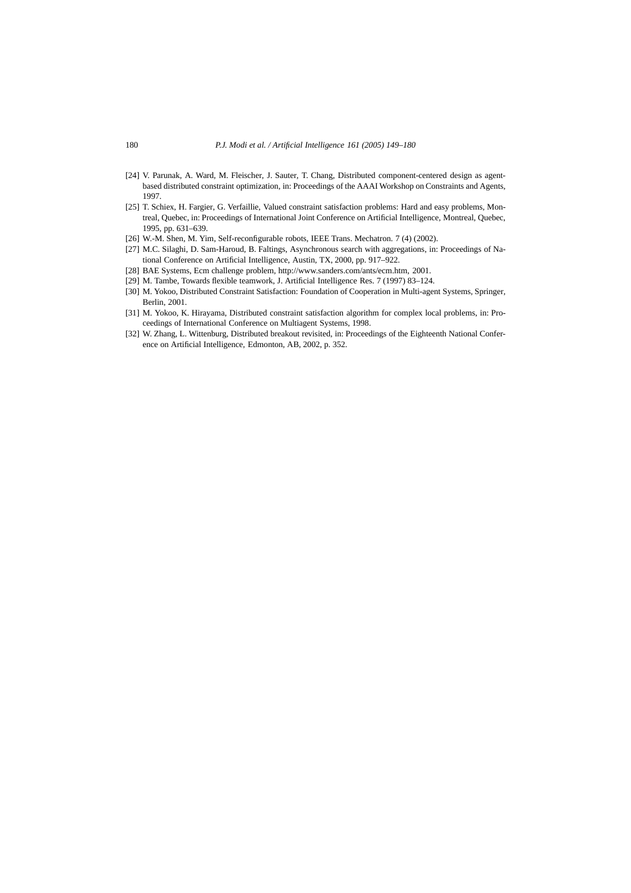[24] V. Parunak, A. Ward, M. Fleischer, J. Sauter, T. Chang, Distributed component-centered design as agent-based distributed constraint optimization, in: Proceedings of the AAAI Workshop on Constraints and Agents, 1997.

[25] T. Schiex, H. Fargier, G. Verfaillie, Valued constraint satisfaction problems: Hard and easy problems, Montreal, Quebec, in: Proceedings of International Joint Conference on Artificial Intelligence, Montreal, Quebec, 1995, pp. 631–639.

[26] W.-M. Shen, M. Yim, Self-reconfigurable robots, IEEE Trans. Mechatron. 7 (4) (2002).

[27] M.C. Silaghi, D. Sam-Haroud, B. Faltings, Asynchronous search with aggregations, in: Proceedings of National Conference on Artificial Intelligence, Austin, TX, 2000, pp. 917–922.

[28] BAE Systems, Ecm challenge problem, http://www.sanders.com/ants/ecm.htm, 2001.

[29] M. Tambe, Towards flexible teamwork, J. Artificial Intelligence Res. 7 (1997) 83–124.

[30] M. Yokoo, Distributed Constraint Satisfaction: Foundation of Cooperation in Multi-agent Systems, Springer, Berlin, 2001.

[31] M. Yokoo, K. Hirayama, Distributed constraint satisfaction algorithm for complex local problems, in: Proceedings of International Conference on Multiagent Systems, 1998.

[32] W. Zhang, L. Wittenburg, Distributed breakout revisited, in: Proceedings of the Eighteenth National Conference on Artificial Intelligence, Edmonton, AB, 2002, p. 352.